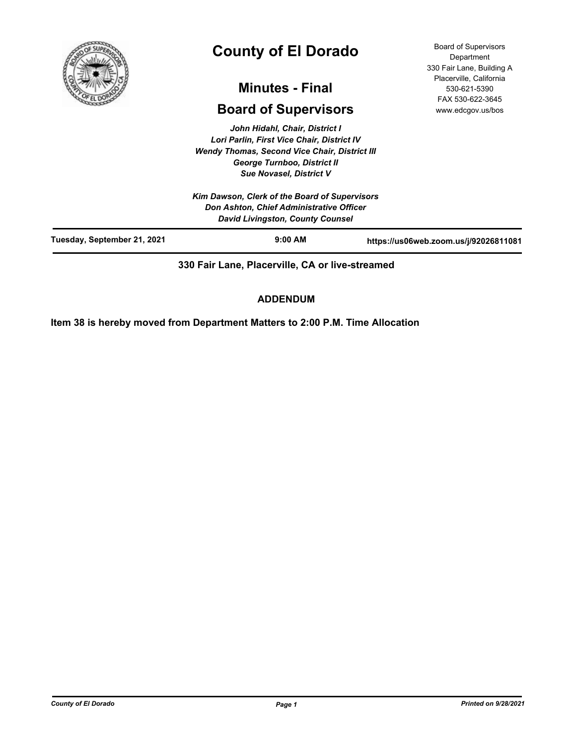# County of El Dorado

## Minutes - Final

## Board of Supervisors

Board of Supervisors Department
330 Fair Lane, Building A
Placerville, California
530-621-5390
FAX 530-622-3645
www.edcgov.us/bos

*John Hidahl, Chair, District I*
*Lori Parlin, First Vice Chair, District IV*
*Wendy Thomas, Second Vice Chair, District III*
*George Turnboo, District II*
*Sue Novasel, District V*

*Kim Dawson, Clerk of the Board of Supervisors*
*Don Ashton, Chief Administrative Officer*
*David Livingston, County Counsel*

**Tuesday, September 21, 2021** | **9:00 AM** | **https://us06web.zoom.us/j/92026811081**

**330 Fair Lane, Placerville, CA or live-streamed**

**ADDENDUM**

**Item 38 is hereby moved from Department Matters to 2:00 P.M. Time Allocation**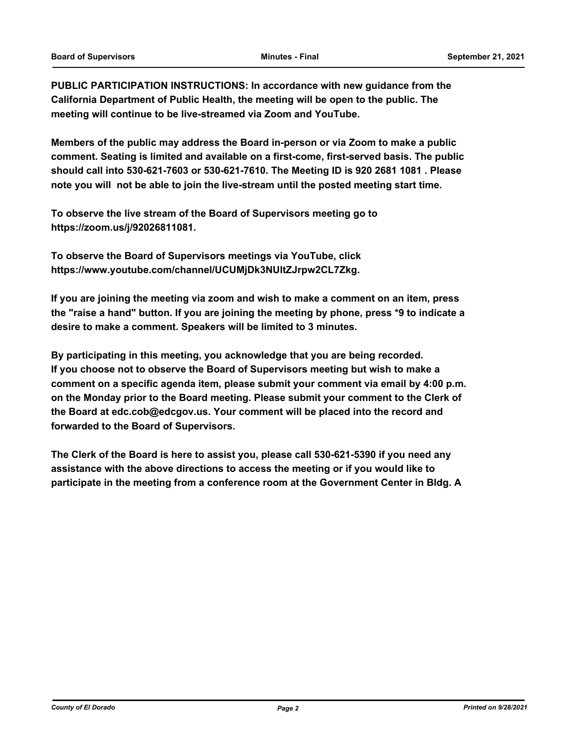**PUBLIC PARTICIPATION INSTRUCTIONS: In accordance with new guidance from the California Department of Public Health, the meeting will be open to the public. The meeting will continue to be live-streamed via Zoom and YouTube.**

**Members of the public may address the Board in-person or via Zoom to make a public comment. Seating is limited and available on a first-come, first-served basis. The public should call into 530-621-7603 or 530-621-7610. The Meeting ID is 920 2681 1081 . Please note you will not be able to join the live-stream until the posted meeting start time.**

**To observe the live stream of the Board of Supervisors meeting go to https://zoom.us/j/92026811081.**

**To observe the Board of Supervisors meetings via YouTube, click https://www.youtube.com/channel/UCUMjDk3NUltZJrpw2CL7Zkg.**

**If you are joining the meeting via zoom and wish to make a comment on an item, press the "raise a hand" button. If you are joining the meeting by phone, press *9 to indicate a desire to make a comment. Speakers will be limited to 3 minutes.**

**By participating in this meeting, you acknowledge that you are being recorded. If you choose not to observe the Board of Supervisors meeting but wish to make a comment on a specific agenda item, please submit your comment via email by 4:00 p.m. on the Monday prior to the Board meeting. Please submit your comment to the Clerk of the Board at edc.cob@edcgov.us. Your comment will be placed into the record and forwarded to the Board of Supervisors.**

**The Clerk of the Board is here to assist you, please call 530-621-5390 if you need any assistance with the above directions to access the meeting or if you would like to participate in the meeting from a conference room at the Government Center in Bldg. A**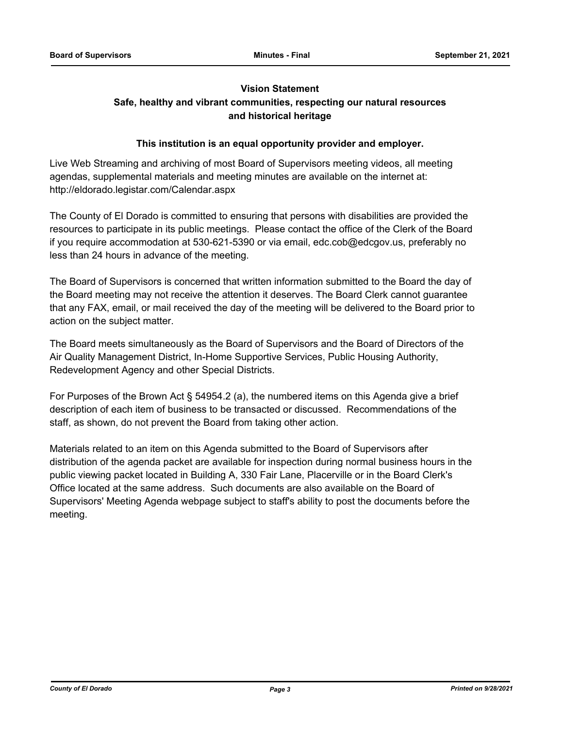**Vision Statement**

**Safe, healthy and vibrant communities, respecting our natural resources and historical heritage**

**This institution is an equal opportunity provider and employer.**

Live Web Streaming and archiving of most Board of Supervisors meeting videos, all meeting agendas, supplemental materials and meeting minutes are available on the internet at: http://eldorado.legistar.com/Calendar.aspx

The County of El Dorado is committed to ensuring that persons with disabilities are provided the resources to participate in its public meetings. Please contact the office of the Clerk of the Board if you require accommodation at 530-621-5390 or via email, edc.cob@edcgov.us, preferably no less than 24 hours in advance of the meeting.

The Board of Supervisors is concerned that written information submitted to the Board the day of the Board meeting may not receive the attention it deserves. The Board Clerk cannot guarantee that any FAX, email, or mail received the day of the meeting will be delivered to the Board prior to action on the subject matter.

The Board meets simultaneously as the Board of Supervisors and the Board of Directors of the Air Quality Management District, In-Home Supportive Services, Public Housing Authority, Redevelopment Agency and other Special Districts.

For Purposes of the Brown Act § 54954.2 (a), the numbered items on this Agenda give a brief description of each item of business to be transacted or discussed. Recommendations of the staff, as shown, do not prevent the Board from taking other action.

Materials related to an item on this Agenda submitted to the Board of Supervisors after distribution of the agenda packet are available for inspection during normal business hours in the public viewing packet located in Building A, 330 Fair Lane, Placerville or in the Board Clerk's Office located at the same address. Such documents are also available on the Board of Supervisors' Meeting Agenda webpage subject to staff's ability to post the documents before the meeting.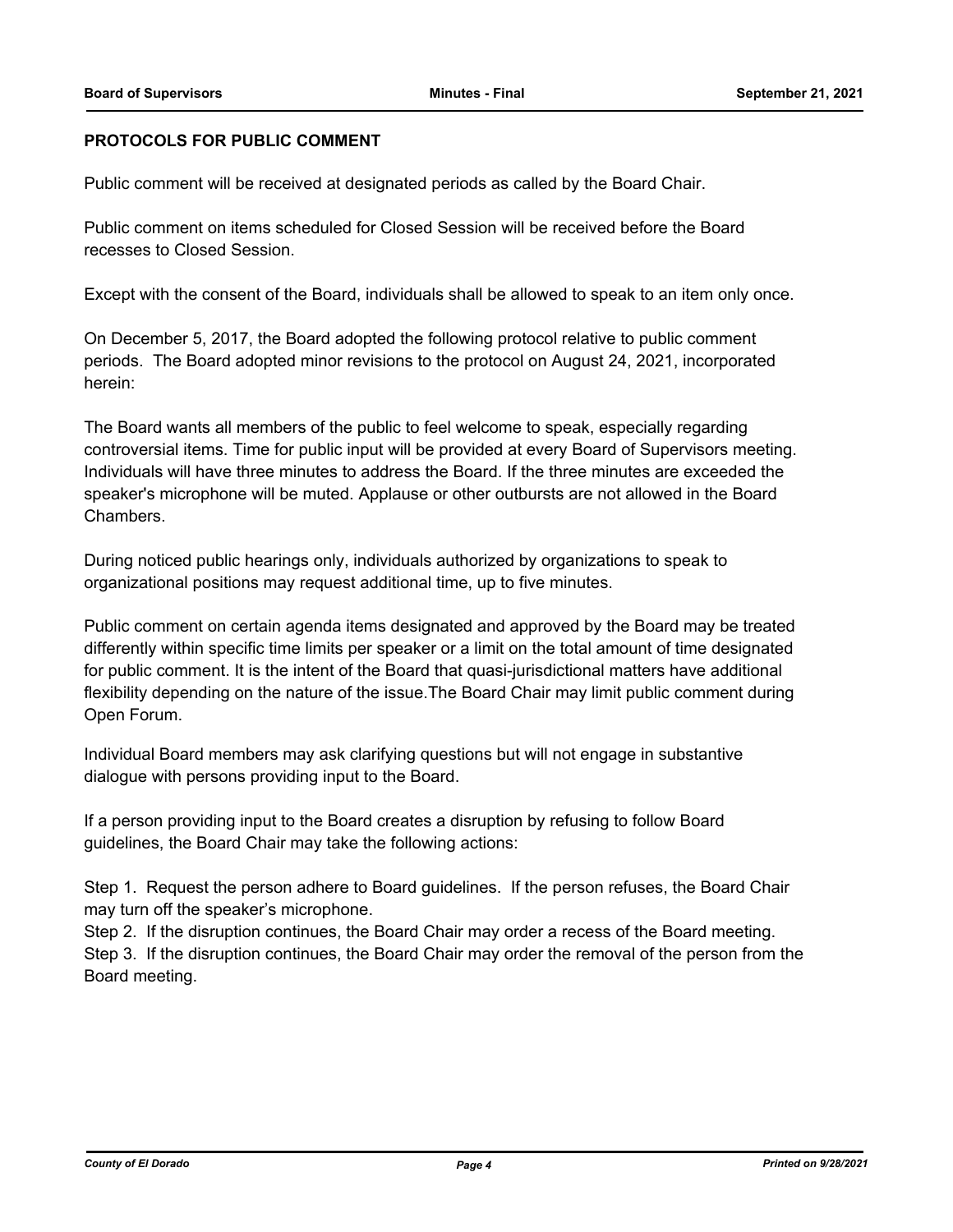## PROTOCOLS FOR PUBLIC COMMENT

Public comment will be received at designated periods as called by the Board Chair.

Public comment on items scheduled for Closed Session will be received before the Board recesses to Closed Session.

Except with the consent of the Board, individuals shall be allowed to speak to an item only once.

On December 5, 2017, the Board adopted the following protocol relative to public comment periods. The Board adopted minor revisions to the protocol on August 24, 2021, incorporated herein:

The Board wants all members of the public to feel welcome to speak, especially regarding controversial items. Time for public input will be provided at every Board of Supervisors meeting. Individuals will have three minutes to address the Board. If the three minutes are exceeded the speaker's microphone will be muted. Applause or other outbursts are not allowed in the Board Chambers.

During noticed public hearings only, individuals authorized by organizations to speak to organizational positions may request additional time, up to five minutes.

Public comment on certain agenda items designated and approved by the Board may be treated differently within specific time limits per speaker or a limit on the total amount of time designated for public comment. It is the intent of the Board that quasi-jurisdictional matters have additional flexibility depending on the nature of the issue.The Board Chair may limit public comment during Open Forum.

Individual Board members may ask clarifying questions but will not engage in substantive dialogue with persons providing input to the Board.

If a person providing input to the Board creates a disruption by refusing to follow Board guidelines, the Board Chair may take the following actions:

Step 1. Request the person adhere to Board guidelines. If the person refuses, the Board Chair may turn off the speaker's microphone.
Step 2. If the disruption continues, the Board Chair may order a recess of the Board meeting.
Step 3. If the disruption continues, the Board Chair may order the removal of the person from the Board meeting.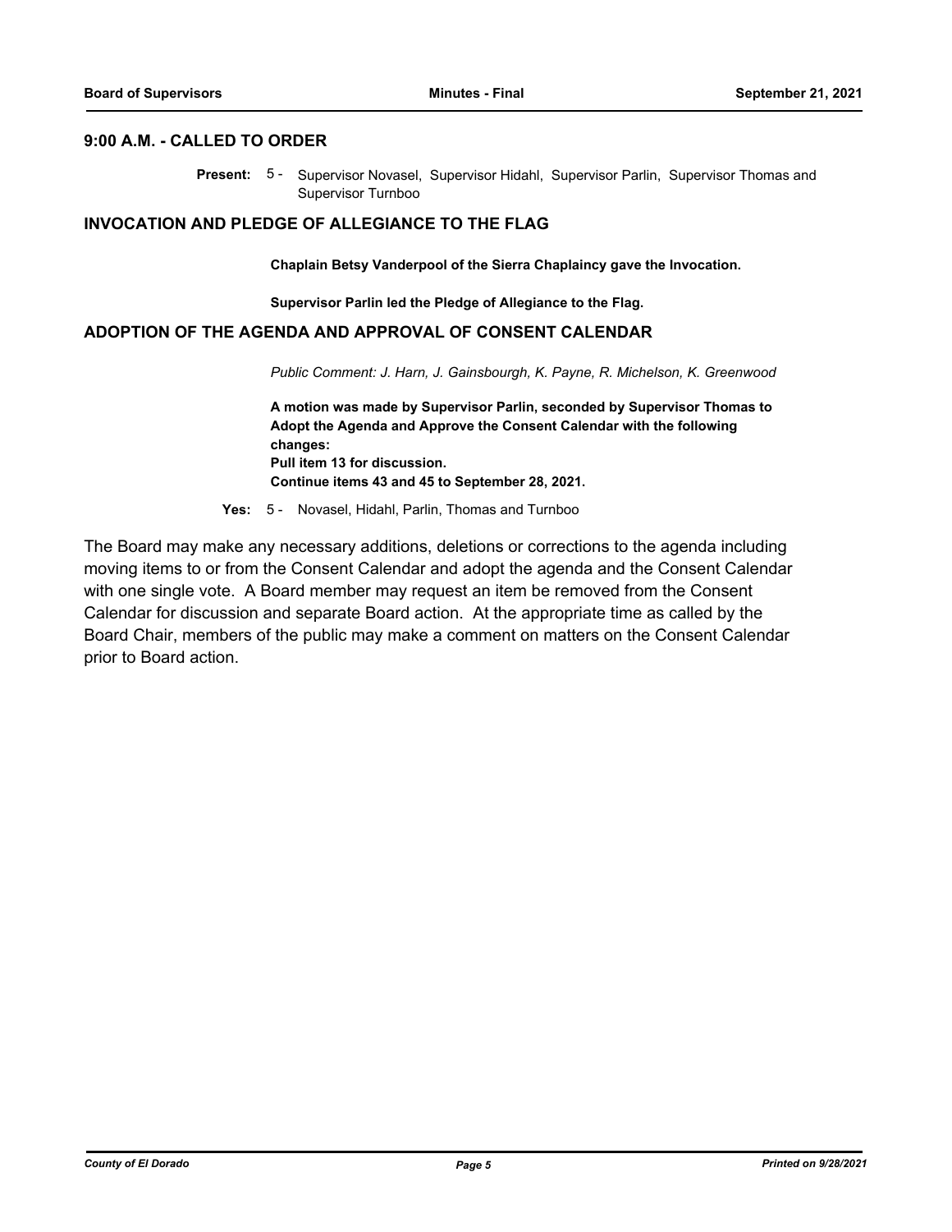## 9:00 A.M. - CALLED TO ORDER

**Present:** 5 - Supervisor Novasel, Supervisor Hidahl, Supervisor Parlin, Supervisor Thomas and Supervisor Turnboo

## INVOCATION AND PLEDGE OF ALLEGIANCE TO THE FLAG

**Chaplain Betsy Vanderpool of the Sierra Chaplaincy gave the Invocation.**

**Supervisor Parlin led the Pledge of Allegiance to the Flag.**

## ADOPTION OF THE AGENDA AND APPROVAL OF CONSENT CALENDAR

*Public Comment: J. Harn, J. Gainsbourgh, K. Payne, R. Michelson, K. Greenwood*

**A motion was made by Supervisor Parlin, seconded by Supervisor Thomas to Adopt the Agenda and Approve the Consent Calendar with the following changes:**
**Pull item 13 for discussion.**
**Continue items 43 and 45 to September 28, 2021.**

**Yes:** 5 - Novasel, Hidahl, Parlin, Thomas and Turnboo

The Board may make any necessary additions, deletions or corrections to the agenda including moving items to or from the Consent Calendar and adopt the agenda and the Consent Calendar with one single vote. A Board member may request an item be removed from the Consent Calendar for discussion and separate Board action. At the appropriate time as called by the Board Chair, members of the public may make a comment on matters on the Consent Calendar prior to Board action.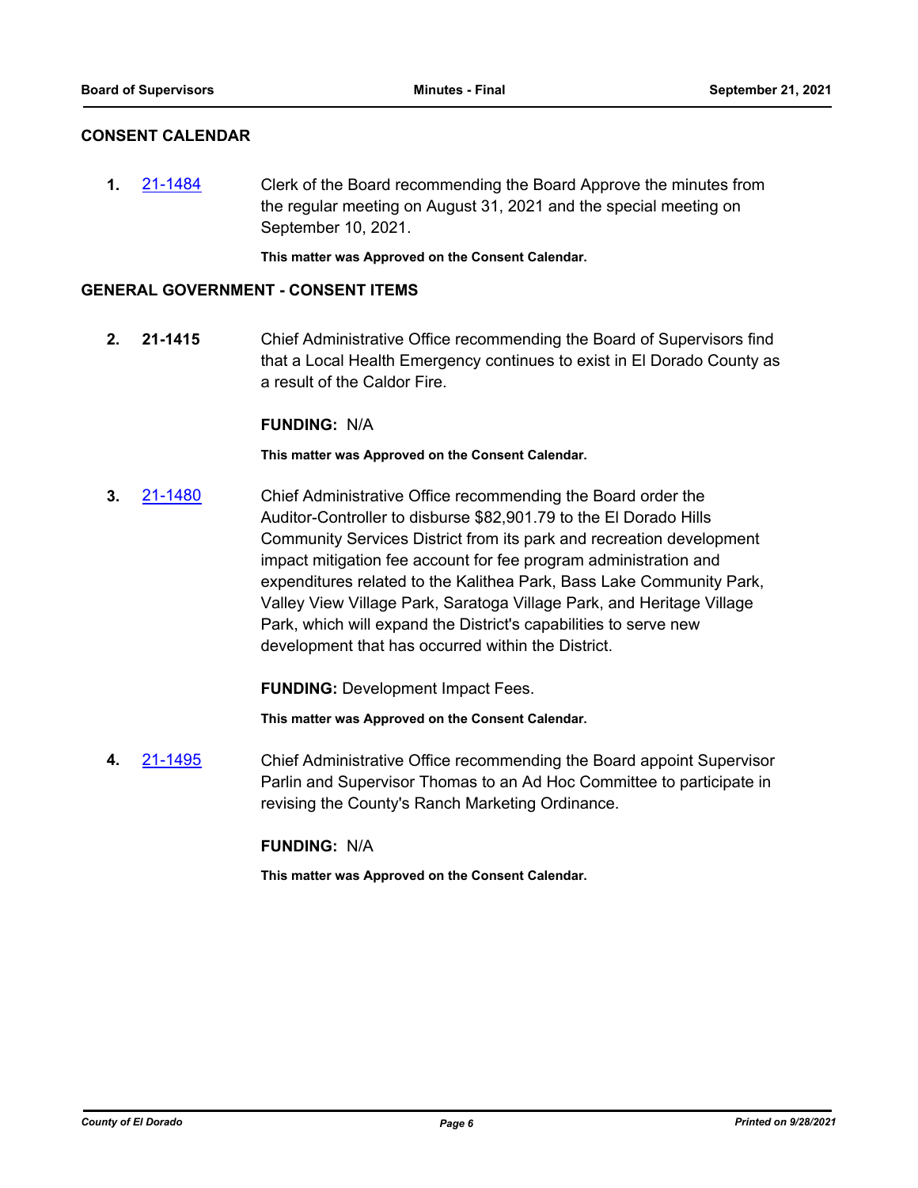## CONSENT CALENDAR

**1.** [21-1484] Clerk of the Board recommending the Board Approve the minutes from the regular meeting on August 31, 2021 and the special meeting on September 10, 2021.

**This matter was Approved on the Consent Calendar.**

## GENERAL GOVERNMENT - CONSENT ITEMS

**2.** **21-1415** Chief Administrative Office recommending the Board of Supervisors find that a Local Health Emergency continues to exist in El Dorado County as a result of the Caldor Fire.

**FUNDING:** N/A

**This matter was Approved on the Consent Calendar.**

**3.** [21-1480] Chief Administrative Office recommending the Board order the Auditor-Controller to disburse $82,901.79 to the El Dorado Hills Community Services District from its park and recreation development impact mitigation fee account for fee program administration and expenditures related to the Kalithea Park, Bass Lake Community Park, Valley View Village Park, Saratoga Village Park, and Heritage Village Park, which will expand the District's capabilities to serve new development that has occurred within the District.

**FUNDING:** Development Impact Fees.

**This matter was Approved on the Consent Calendar.**

**4.** [21-1495] Chief Administrative Office recommending the Board appoint Supervisor Parlin and Supervisor Thomas to an Ad Hoc Committee to participate in revising the County's Ranch Marketing Ordinance.

**FUNDING:** N/A

**This matter was Approved on the Consent Calendar.**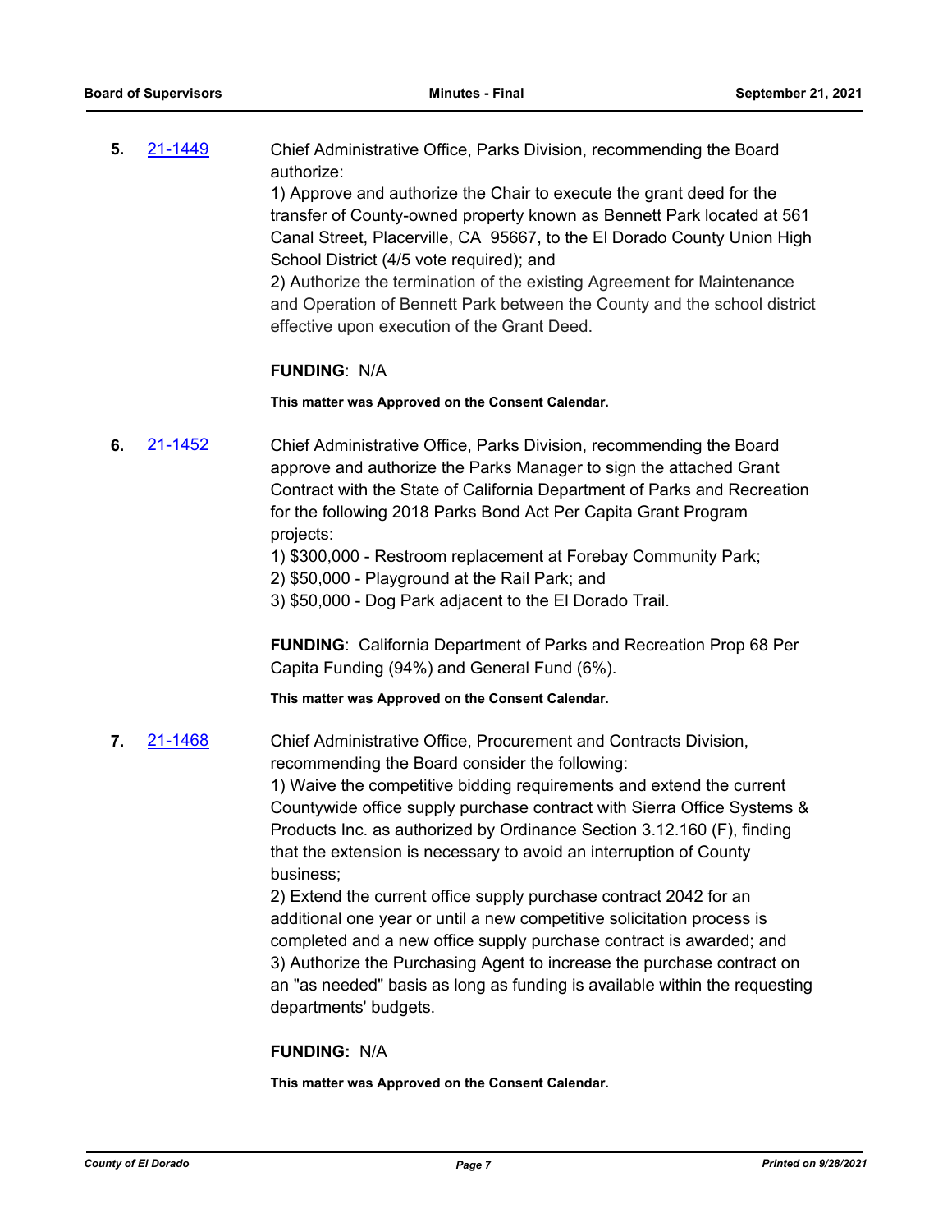**5.** [21-1449](21-1449) Chief Administrative Office, Parks Division, recommending the Board authorize:

1) Approve and authorize the Chair to execute the grant deed for the transfer of County-owned property known as Bennett Park located at 561 Canal Street, Placerville, CA 95667, to the El Dorado County Union High School District (4/5 vote required); and

2) Authorize the termination of the existing Agreement for Maintenance and Operation of Bennett Park between the County and the school district effective upon execution of the Grant Deed.

**FUNDING**: N/A

**This matter was Approved on the Consent Calendar.**

**6.** [21-1452](21-1452) Chief Administrative Office, Parks Division, recommending the Board approve and authorize the Parks Manager to sign the attached Grant Contract with the State of California Department of Parks and Recreation for the following 2018 Parks Bond Act Per Capita Grant Program projects:

1) $300,000 - Restroom replacement at Forebay Community Park;

2) $50,000 - Playground at the Rail Park; and

3) $50,000 - Dog Park adjacent to the El Dorado Trail.

**FUNDING**: California Department of Parks and Recreation Prop 68 Per Capita Funding (94%) and General Fund (6%).

**This matter was Approved on the Consent Calendar.**

**7.** [21-1468](21-1468) Chief Administrative Office, Procurement and Contracts Division, recommending the Board consider the following:

1) Waive the competitive bidding requirements and extend the current Countywide office supply purchase contract with Sierra Office Systems & Products Inc. as authorized by Ordinance Section 3.12.160 (F), finding that the extension is necessary to avoid an interruption of County business;

2) Extend the current office supply purchase contract 2042 for an additional one year or until a new competitive solicitation process is completed and a new office supply purchase contract is awarded; and

3) Authorize the Purchasing Agent to increase the purchase contract on an "as needed" basis as long as funding is available within the requesting departments' budgets.

**FUNDING:** N/A

**This matter was Approved on the Consent Calendar.**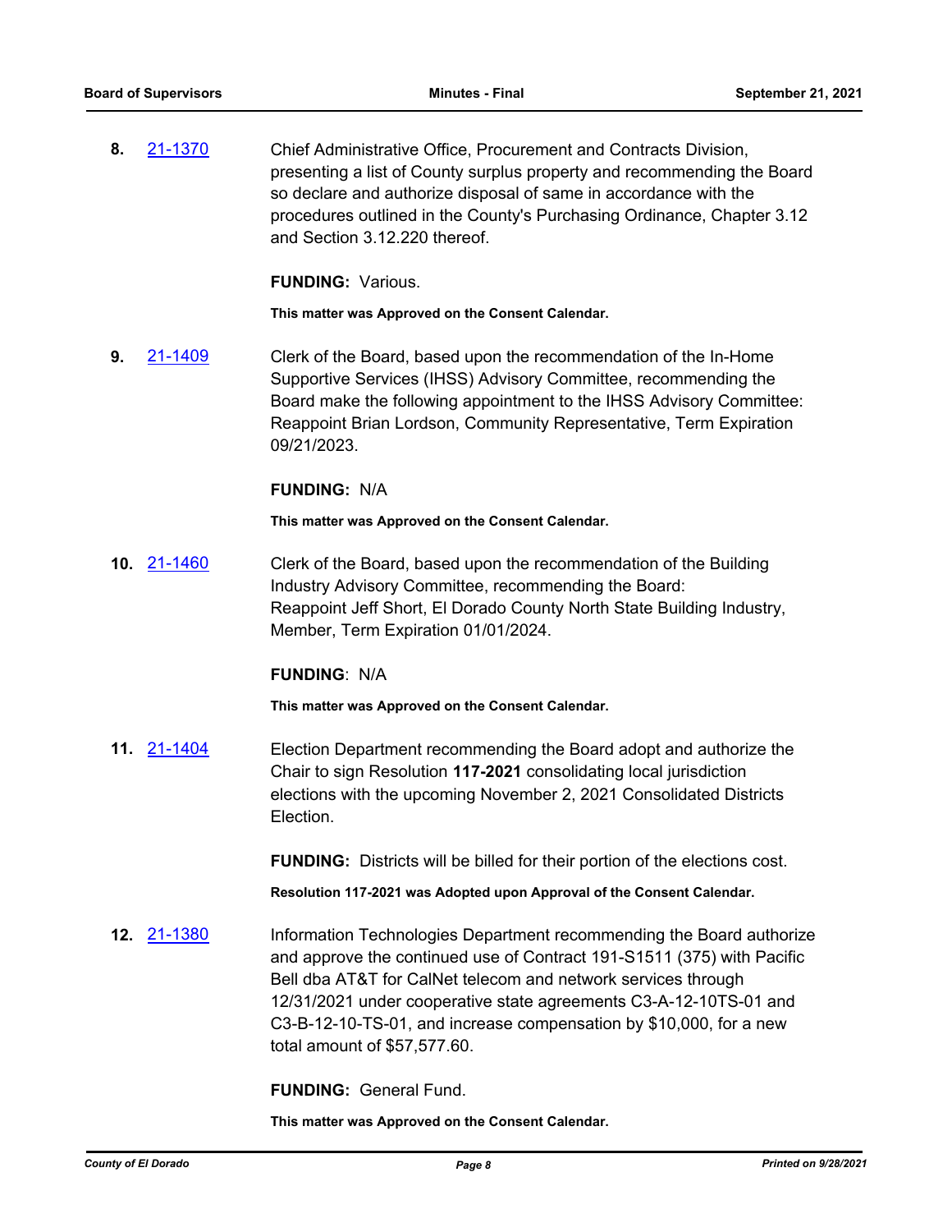**8.** 21-1370

Chief Administrative Office, Procurement and Contracts Division, presenting a list of County surplus property and recommending the Board so declare and authorize disposal of same in accordance with the procedures outlined in the County's Purchasing Ordinance, Chapter 3.12 and Section 3.12.220 thereof.

**FUNDING:** Various.

**This matter was Approved on the Consent Calendar.**

**9.** 21-1409

Clerk of the Board, based upon the recommendation of the In-Home Supportive Services (IHSS) Advisory Committee, recommending the Board make the following appointment to the IHSS Advisory Committee: Reappoint Brian Lordson, Community Representative, Term Expiration 09/21/2023.

**FUNDING:** N/A

**This matter was Approved on the Consent Calendar.**

**10.** 21-1460

Clerk of the Board, based upon the recommendation of the Building Industry Advisory Committee, recommending the Board:
Reappoint Jeff Short, El Dorado County North State Building Industry, Member, Term Expiration 01/01/2024.

**FUNDING**: N/A

**This matter was Approved on the Consent Calendar.**

**11.** 21-1404

Election Department recommending the Board adopt and authorize the Chair to sign Resolution **117-2021** consolidating local jurisdiction elections with the upcoming November 2, 2021 Consolidated Districts Election.

**FUNDING:** Districts will be billed for their portion of the elections cost.

**Resolution 117-2021 was Adopted upon Approval of the Consent Calendar.**

**12.** 21-1380

Information Technologies Department recommending the Board authorize and approve the continued use of Contract 191-S1511 (375) with Pacific Bell dba AT&T for CalNet telecom and network services through 12/31/2021 under cooperative state agreements C3-A-12-10TS-01 and C3-B-12-10-TS-01, and increase compensation by $10,000, for a new total amount of $57,577.60.

**FUNDING:** General Fund.

**This matter was Approved on the Consent Calendar.**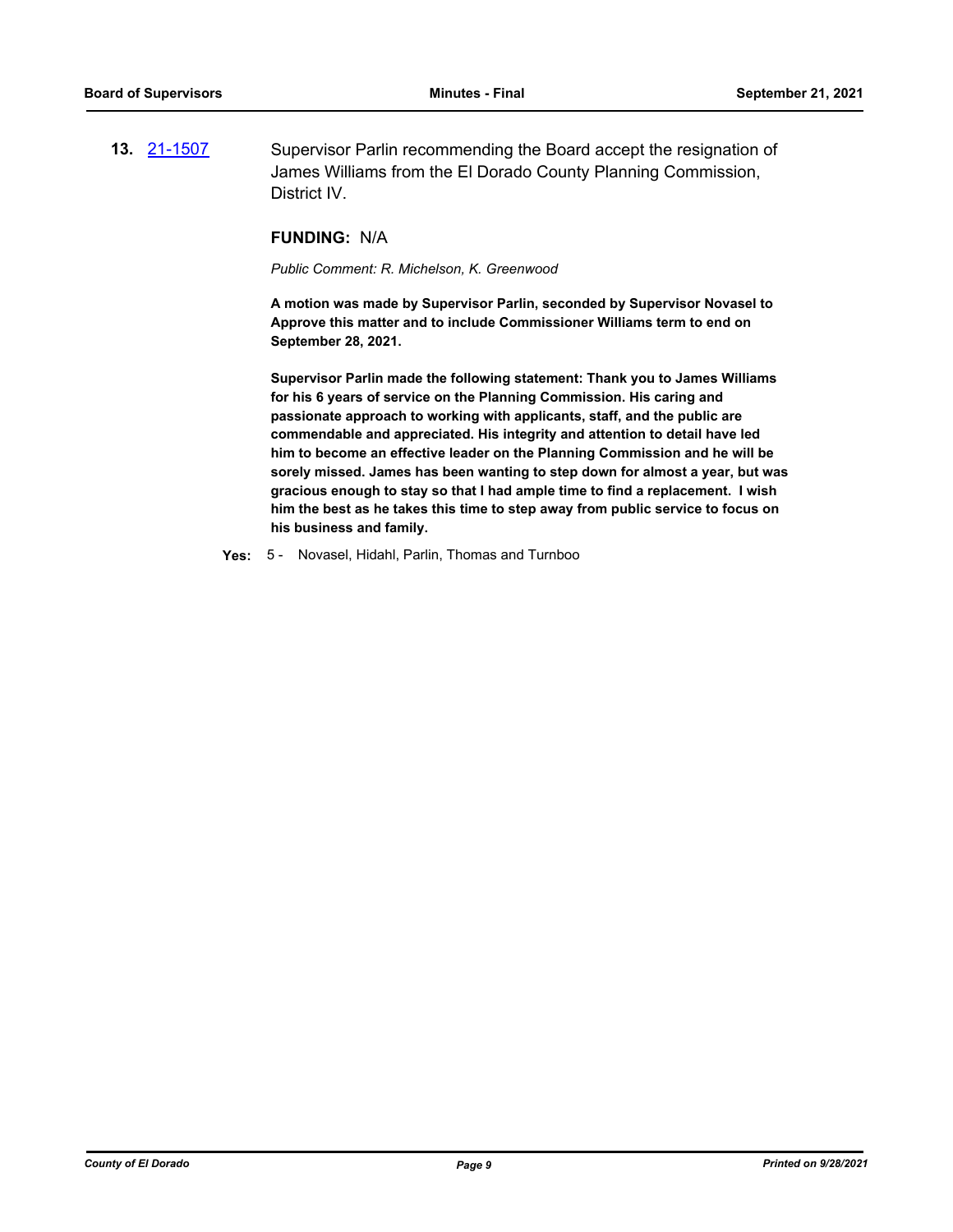**13.** [21-1507](21-1507) Supervisor Parlin recommending the Board accept the resignation of James Williams from the El Dorado County Planning Commission, District IV.

**FUNDING:** N/A

*Public Comment: R. Michelson, K. Greenwood*

**A motion was made by Supervisor Parlin, seconded by Supervisor Novasel to Approve this matter and to include Commissioner Williams term to end on September 28, 2021.**

**Supervisor Parlin made the following statement: Thank you to James Williams for his 6 years of service on the Planning Commission. His caring and passionate approach to working with applicants, staff, and the public are commendable and appreciated. His integrity and attention to detail have led him to become an effective leader on the Planning Commission and he will be sorely missed. James has been wanting to step down for almost a year, but was gracious enough to stay so that I had ample time to find a replacement. I wish him the best as he takes this time to step away from public service to focus on his business and family.**

**Yes:** 5 - Novasel, Hidahl, Parlin, Thomas and Turnboo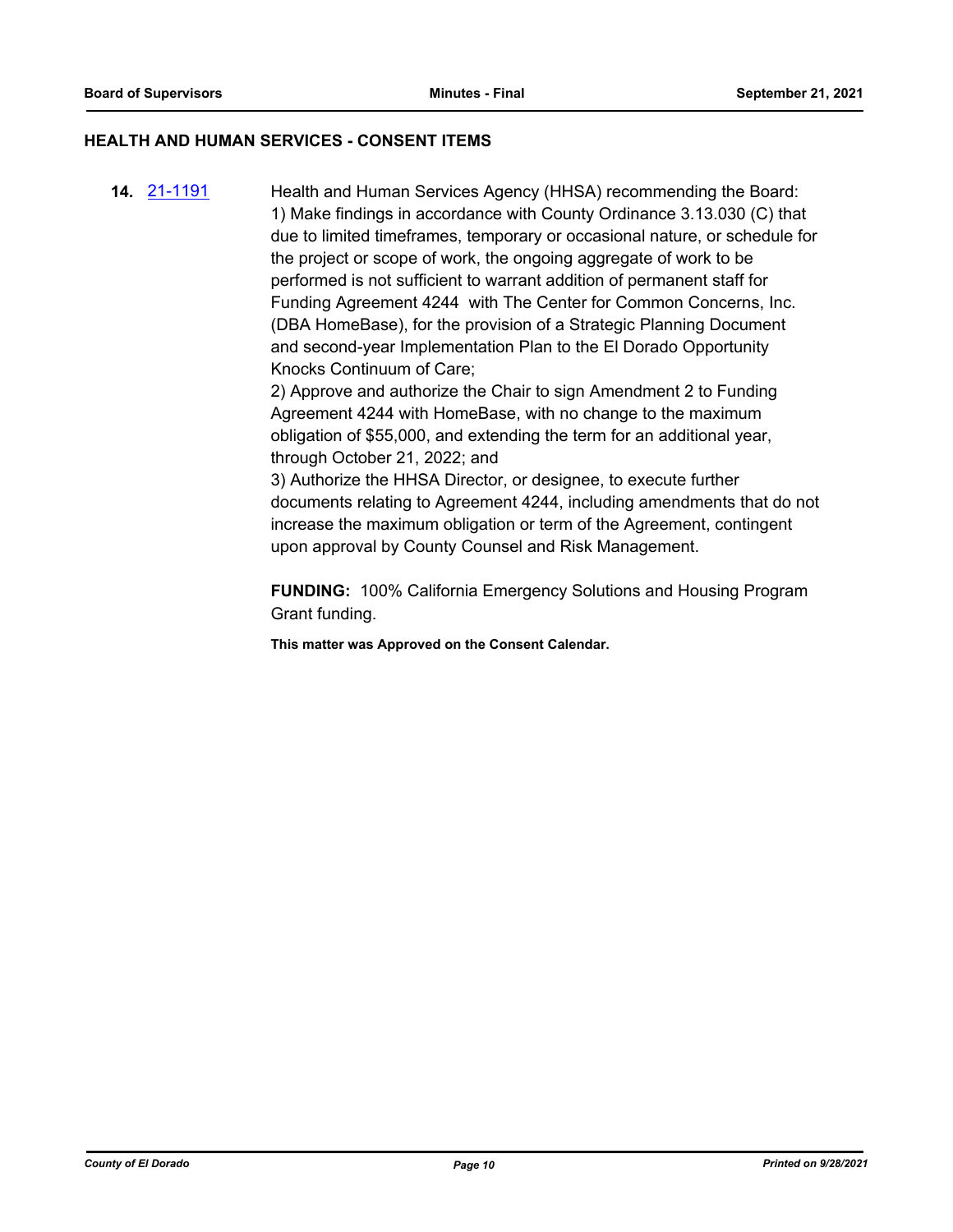## HEALTH AND HUMAN SERVICES - CONSENT ITEMS

**14.** [21-1191](21-1191)

Health and Human Services Agency (HHSA) recommending the Board:
1) Make findings in accordance with County Ordinance 3.13.030 (C) that due to limited timeframes, temporary or occasional nature, or schedule for the project or scope of work, the ongoing aggregate of work to be performed is not sufficient to warrant addition of permanent staff for Funding Agreement 4244 with The Center for Common Concerns, Inc. (DBA HomeBase), for the provision of a Strategic Planning Document and second-year Implementation Plan to the El Dorado Opportunity Knocks Continuum of Care;
2) Approve and authorize the Chair to sign Amendment 2 to Funding Agreement 4244 with HomeBase, with no change to the maximum obligation of $55,000, and extending the term for an additional year, through October 21, 2022; and
3) Authorize the HHSA Director, or designee, to execute further documents relating to Agreement 4244, including amendments that do not increase the maximum obligation or term of the Agreement, contingent upon approval by County Counsel and Risk Management.

**FUNDING:** 100% California Emergency Solutions and Housing Program Grant funding.

**This matter was Approved on the Consent Calendar.**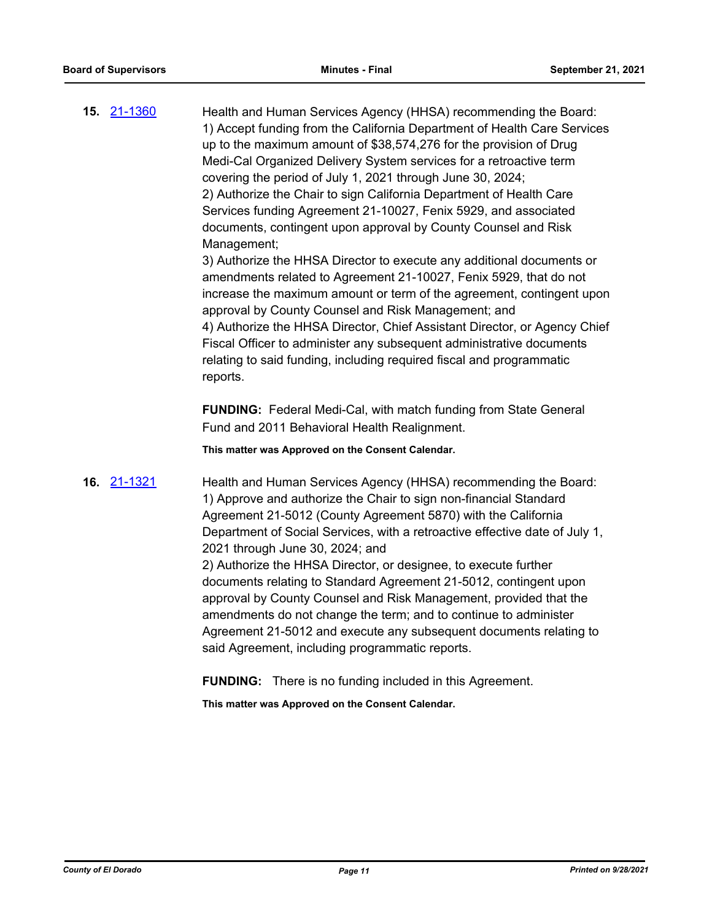**15.** [21-1360](21-1360)

Health and Human Services Agency (HHSA) recommending the Board:
1) Accept funding from the California Department of Health Care Services up to the maximum amount of $38,574,276 for the provision of Drug Medi-Cal Organized Delivery System services for a retroactive term covering the period of July 1, 2021 through June 30, 2024;
2) Authorize the Chair to sign California Department of Health Care Services funding Agreement 21-10027, Fenix 5929, and associated documents, contingent upon approval by County Counsel and Risk Management;
3) Authorize the HHSA Director to execute any additional documents or amendments related to Agreement 21-10027, Fenix 5929, that do not increase the maximum amount or term of the agreement, contingent upon approval by County Counsel and Risk Management; and
4) Authorize the HHSA Director, Chief Assistant Director, or Agency Chief Fiscal Officer to administer any subsequent administrative documents relating to said funding, including required fiscal and programmatic reports.

**FUNDING:** Federal Medi-Cal, with match funding from State General Fund and 2011 Behavioral Health Realignment.

**This matter was Approved on the Consent Calendar.**

**16.** [21-1321](21-1321)

Health and Human Services Agency (HHSA) recommending the Board:
1) Approve and authorize the Chair to sign non-financial Standard Agreement 21-5012 (County Agreement 5870) with the California Department of Social Services, with a retroactive effective date of July 1, 2021 through June 30, 2024; and
2) Authorize the HHSA Director, or designee, to execute further documents relating to Standard Agreement 21-5012, contingent upon approval by County Counsel and Risk Management, provided that the amendments do not change the term; and to continue to administer Agreement 21-5012 and execute any subsequent documents relating to said Agreement, including programmatic reports.

**FUNDING:** There is no funding included in this Agreement.

**This matter was Approved on the Consent Calendar.**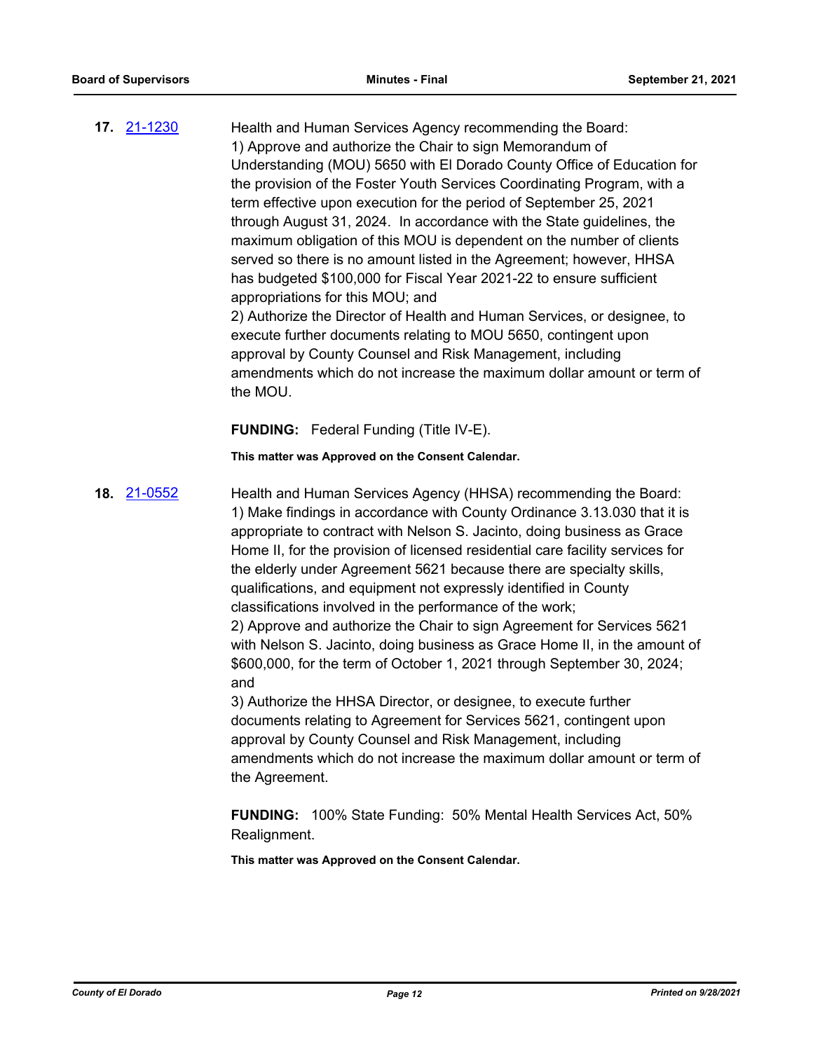**17.** [21-1230](21-1230) Health and Human Services Agency recommending the Board:
1) Approve and authorize the Chair to sign Memorandum of Understanding (MOU) 5650 with El Dorado County Office of Education for the provision of the Foster Youth Services Coordinating Program, with a term effective upon execution for the period of September 25, 2021 through August 31, 2024. In accordance with the State guidelines, the maximum obligation of this MOU is dependent on the number of clients served so there is no amount listed in the Agreement; however, HHSA has budgeted $100,000 for Fiscal Year 2021-22 to ensure sufficient appropriations for this MOU; and
2) Authorize the Director of Health and Human Services, or designee, to execute further documents relating to MOU 5650, contingent upon approval by County Counsel and Risk Management, including amendments which do not increase the maximum dollar amount or term of the MOU.

**FUNDING:** Federal Funding (Title IV-E).

**This matter was Approved on the Consent Calendar.**

**18.** [21-0552](21-0552) Health and Human Services Agency (HHSA) recommending the Board:
1) Make findings in accordance with County Ordinance 3.13.030 that it is appropriate to contract with Nelson S. Jacinto, doing business as Grace Home II, for the provision of licensed residential care facility services for the elderly under Agreement 5621 because there are specialty skills, qualifications, and equipment not expressly identified in County classifications involved in the performance of the work;
2) Approve and authorize the Chair to sign Agreement for Services 5621 with Nelson S. Jacinto, doing business as Grace Home II, in the amount of $600,000, for the term of October 1, 2021 through September 30, 2024; and
3) Authorize the HHSA Director, or designee, to execute further documents relating to Agreement for Services 5621, contingent upon approval by County Counsel and Risk Management, including amendments which do not increase the maximum dollar amount or term of the Agreement.

**FUNDING:** 100% State Funding: 50% Mental Health Services Act, 50% Realignment.

**This matter was Approved on the Consent Calendar.**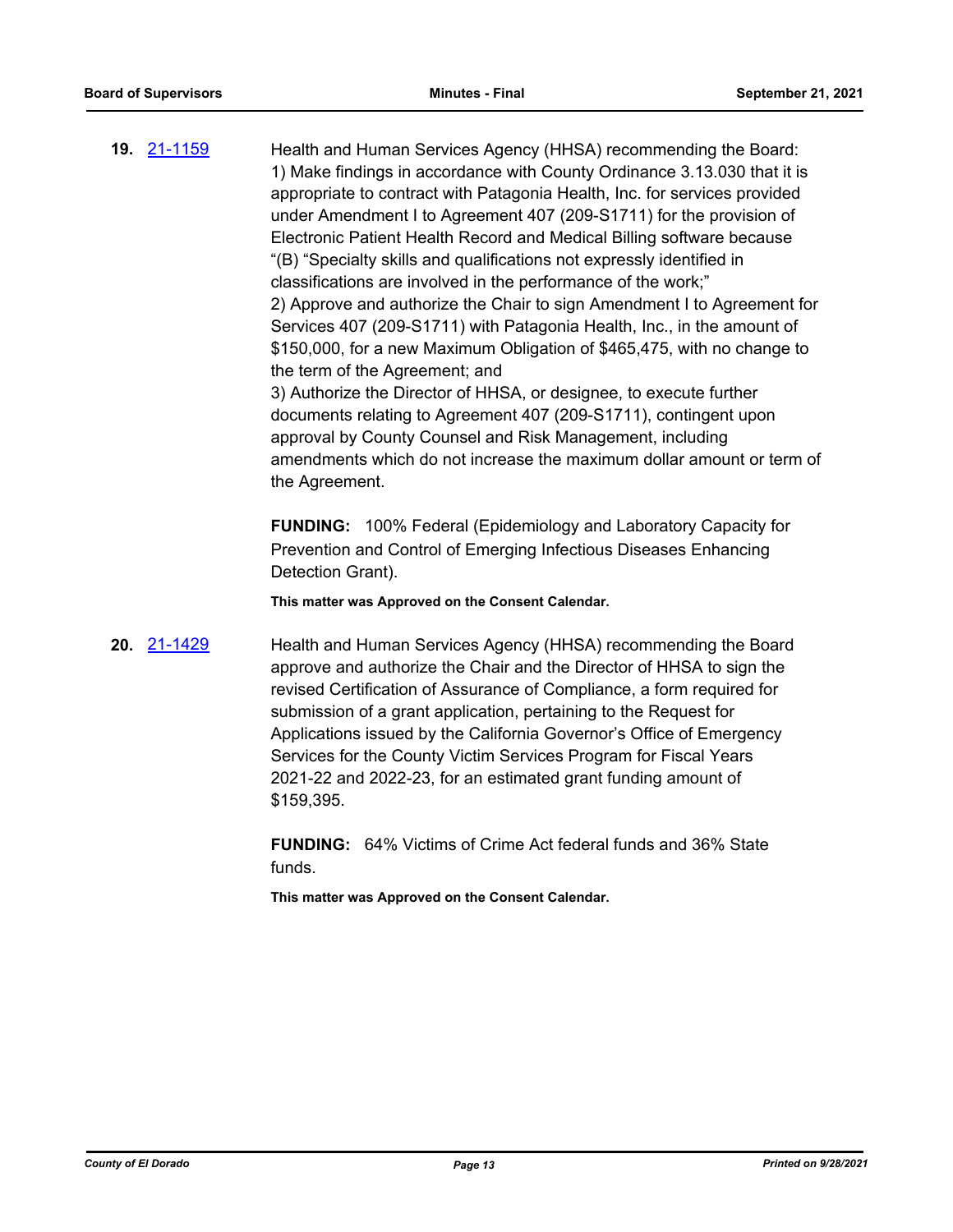**19.** [21-1159](21-1159)

Health and Human Services Agency (HHSA) recommending the Board:
1) Make findings in accordance with County Ordinance 3.13.030 that it is appropriate to contract with Patagonia Health, Inc. for services provided under Amendment I to Agreement 407 (209-S1711) for the provision of Electronic Patient Health Record and Medical Billing software because "(B) "Specialty skills and qualifications not expressly identified in classifications are involved in the performance of the work;"
2) Approve and authorize the Chair to sign Amendment I to Agreement for Services 407 (209-S1711) with Patagonia Health, Inc., in the amount of $150,000, for a new Maximum Obligation of $465,475, with no change to the term of the Agreement; and
3) Authorize the Director of HHSA, or designee, to execute further documents relating to Agreement 407 (209-S1711), contingent upon approval by County Counsel and Risk Management, including amendments which do not increase the maximum dollar amount or term of the Agreement.

**FUNDING:** 100% Federal (Epidemiology and Laboratory Capacity for Prevention and Control of Emerging Infectious Diseases Enhancing Detection Grant).

**This matter was Approved on the Consent Calendar.**

**20.** [21-1429](21-1429)

Health and Human Services Agency (HHSA) recommending the Board approve and authorize the Chair and the Director of HHSA to sign the revised Certification of Assurance of Compliance, a form required for submission of a grant application, pertaining to the Request for Applications issued by the California Governor's Office of Emergency Services for the County Victim Services Program for Fiscal Years 2021-22 and 2022-23, for an estimated grant funding amount of $159,395.

**FUNDING:** 64% Victims of Crime Act federal funds and 36% State funds.

**This matter was Approved on the Consent Calendar.**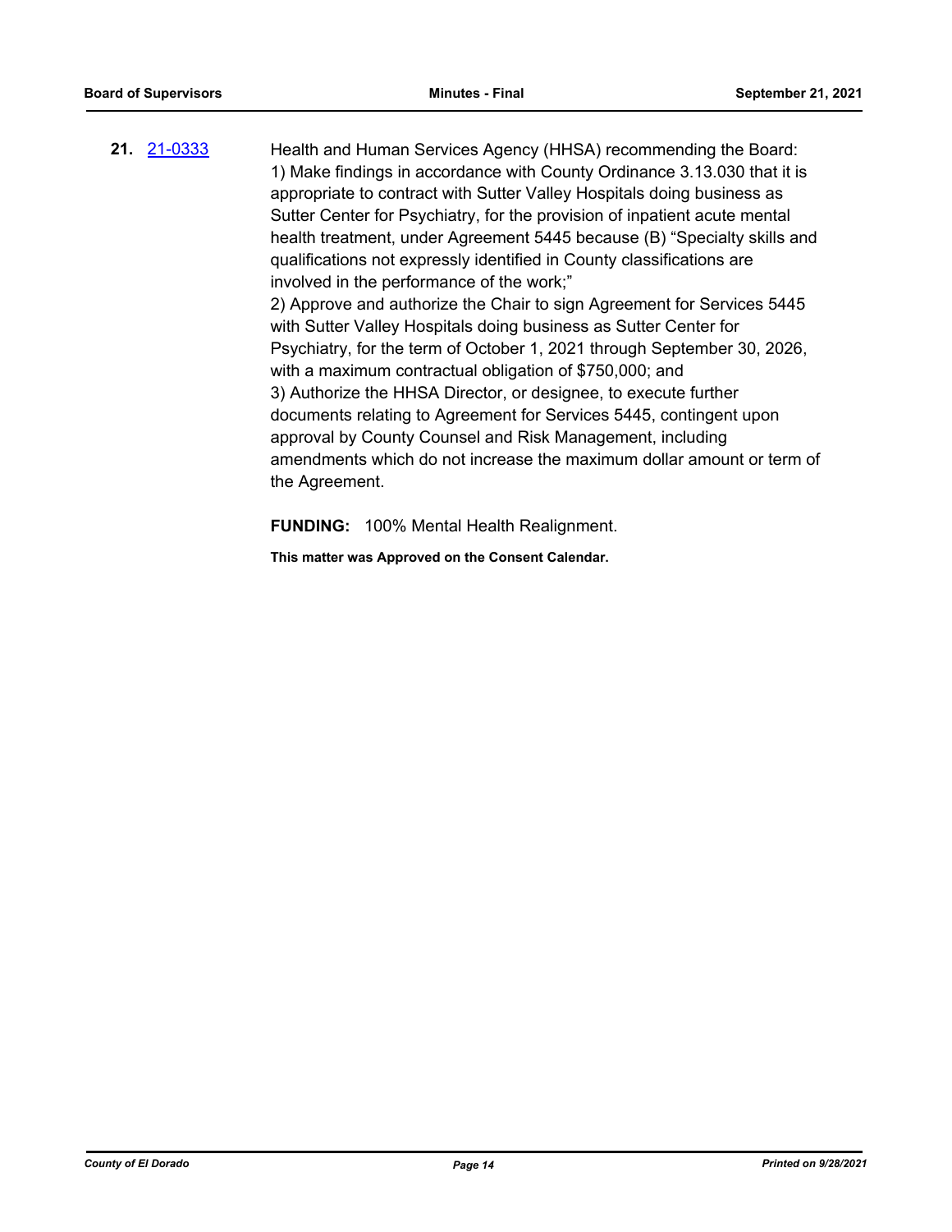**21.** [21-0333](21-0333)

Health and Human Services Agency (HHSA) recommending the Board:
1) Make findings in accordance with County Ordinance 3.13.030 that it is appropriate to contract with Sutter Valley Hospitals doing business as Sutter Center for Psychiatry, for the provision of inpatient acute mental health treatment, under Agreement 5445 because (B) "Specialty skills and qualifications not expressly identified in County classifications are involved in the performance of the work;"
2) Approve and authorize the Chair to sign Agreement for Services 5445 with Sutter Valley Hospitals doing business as Sutter Center for Psychiatry, for the term of October 1, 2021 through September 30, 2026, with a maximum contractual obligation of $750,000; and
3) Authorize the HHSA Director, or designee, to execute further documents relating to Agreement for Services 5445, contingent upon approval by County Counsel and Risk Management, including amendments which do not increase the maximum dollar amount or term of the Agreement.

**FUNDING:** 100% Mental Health Realignment.

**This matter was Approved on the Consent Calendar.**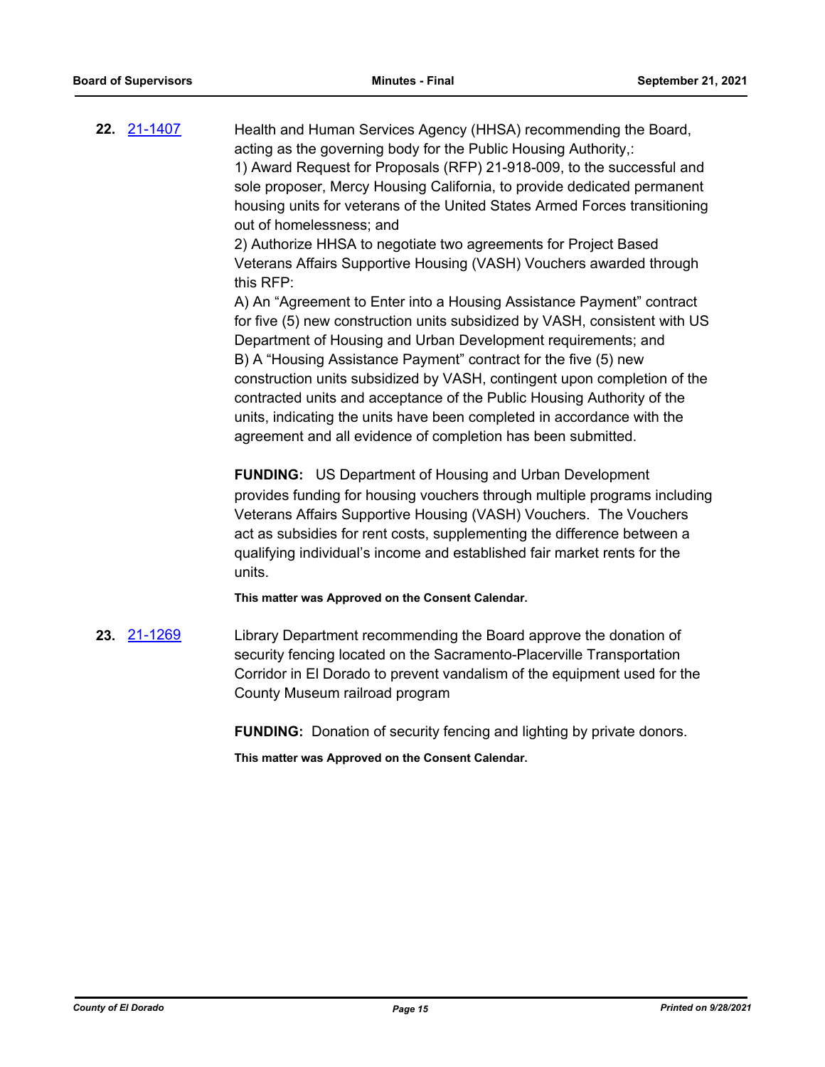**22.** [21-1407](21-1407)

Health and Human Services Agency (HHSA) recommending the Board, acting as the governing body for the Public Housing Authority,:

1) Award Request for Proposals (RFP) 21-918-009, to the successful and sole proposer, Mercy Housing California, to provide dedicated permanent housing units for veterans of the United States Armed Forces transitioning out of homelessness; and

2) Authorize HHSA to negotiate two agreements for Project Based Veterans Affairs Supportive Housing (VASH) Vouchers awarded through this RFP:

A) An “Agreement to Enter into a Housing Assistance Payment” contract for five (5) new construction units subsidized by VASH, consistent with US Department of Housing and Urban Development requirements; and

B) A “Housing Assistance Payment” contract for the five (5) new construction units subsidized by VASH, contingent upon completion of the contracted units and acceptance of the Public Housing Authority of the units, indicating the units have been completed in accordance with the agreement and all evidence of completion has been submitted.

**FUNDING:** US Department of Housing and Urban Development provides funding for housing vouchers through multiple programs including Veterans Affairs Supportive Housing (VASH) Vouchers. The Vouchers act as subsidies for rent costs, supplementing the difference between a qualifying individual’s income and established fair market rents for the units.

**This matter was Approved on the Consent Calendar.**

**23.** [21-1269](21-1269)

Library Department recommending the Board approve the donation of security fencing located on the Sacramento-Placerville Transportation Corridor in El Dorado to prevent vandalism of the equipment used for the County Museum railroad program

**FUNDING:** Donation of security fencing and lighting by private donors.

**This matter was Approved on the Consent Calendar.**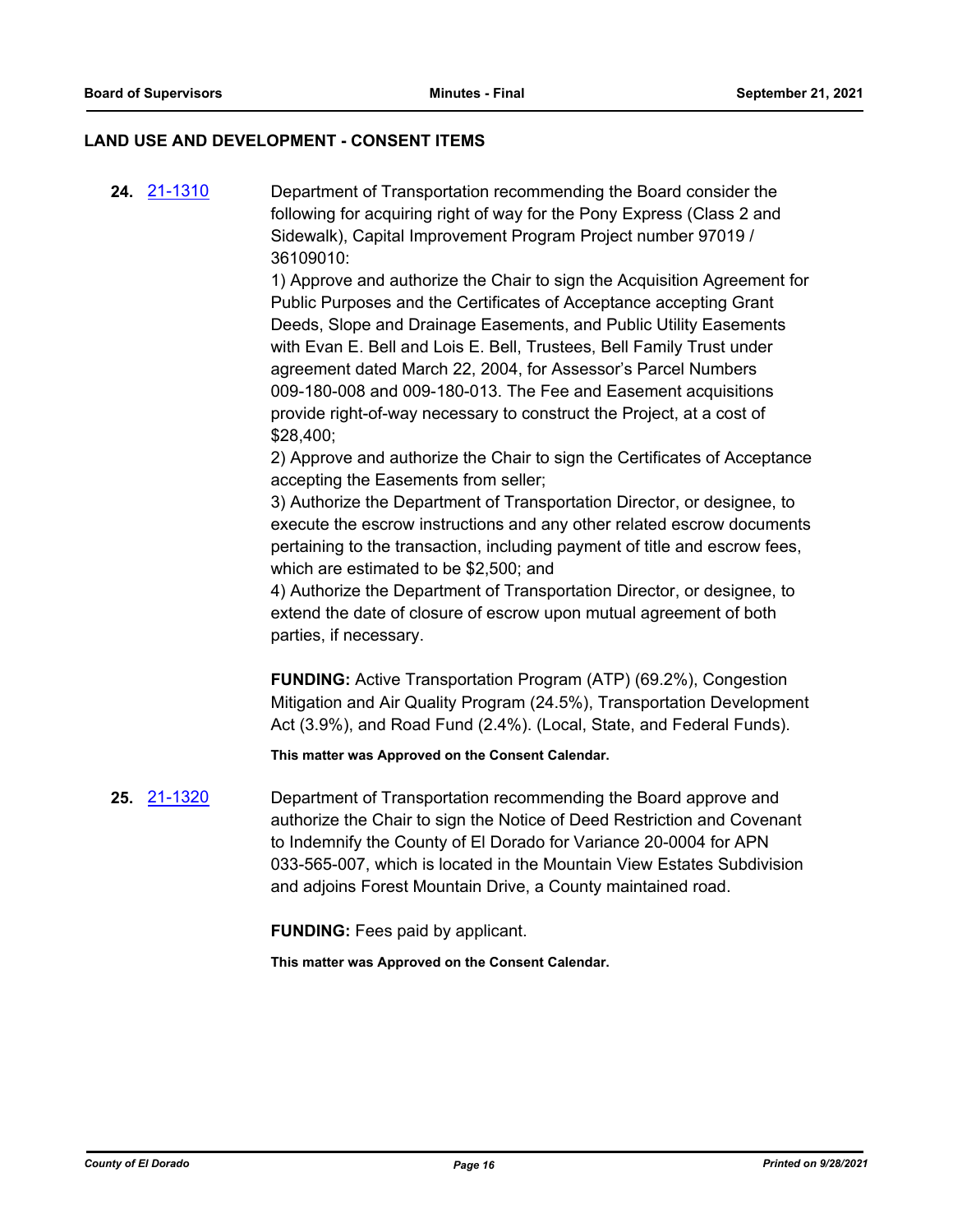## LAND USE AND DEVELOPMENT - CONSENT ITEMS

**24.** 21-1310

Department of Transportation recommending the Board consider the following for acquiring right of way for the Pony Express (Class 2 and Sidewalk), Capital Improvement Program Project number 97019 / 36109010:

1) Approve and authorize the Chair to sign the Acquisition Agreement for Public Purposes and the Certificates of Acceptance accepting Grant Deeds, Slope and Drainage Easements, and Public Utility Easements with Evan E. Bell and Lois E. Bell, Trustees, Bell Family Trust under agreement dated March 22, 2004, for Assessor's Parcel Numbers 009-180-008 and 009-180-013. The Fee and Easement acquisitions provide right-of-way necessary to construct the Project, at a cost of $28,400;

2) Approve and authorize the Chair to sign the Certificates of Acceptance accepting the Easements from seller;

3) Authorize the Department of Transportation Director, or designee, to execute the escrow instructions and any other related escrow documents pertaining to the transaction, including payment of title and escrow fees, which are estimated to be $2,500; and

4) Authorize the Department of Transportation Director, or designee, to extend the date of closure of escrow upon mutual agreement of both parties, if necessary.

**FUNDING:** Active Transportation Program (ATP) (69.2%), Congestion Mitigation and Air Quality Program (24.5%), Transportation Development Act (3.9%), and Road Fund (2.4%). (Local, State, and Federal Funds).

**This matter was Approved on the Consent Calendar.**

**25.** 21-1320

Department of Transportation recommending the Board approve and authorize the Chair to sign the Notice of Deed Restriction and Covenant to Indemnify the County of El Dorado for Variance 20-0004 for APN 033-565-007, which is located in the Mountain View Estates Subdivision and adjoins Forest Mountain Drive, a County maintained road.

**FUNDING:** Fees paid by applicant.

**This matter was Approved on the Consent Calendar.**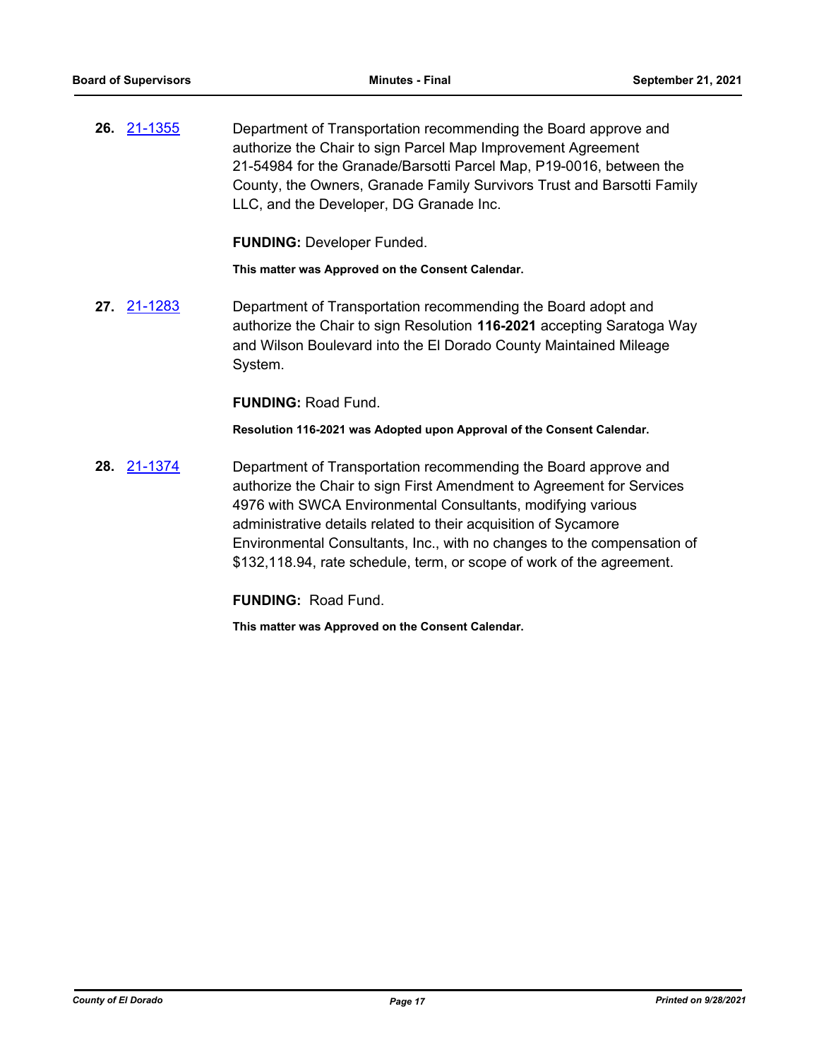**26.** 21-1355 Department of Transportation recommending the Board approve and authorize the Chair to sign Parcel Map Improvement Agreement 21-54984 for the Granade/Barsotti Parcel Map, P19-0016, between the County, the Owners, Granade Family Survivors Trust and Barsotti Family LLC, and the Developer, DG Granade Inc.

**FUNDING:** Developer Funded.

**This matter was Approved on the Consent Calendar.**

**27.** 21-1283 Department of Transportation recommending the Board adopt and authorize the Chair to sign Resolution **116-2021** accepting Saratoga Way and Wilson Boulevard into the El Dorado County Maintained Mileage System.

**FUNDING:** Road Fund.

**Resolution 116-2021 was Adopted upon Approval of the Consent Calendar.**

**28.** 21-1374 Department of Transportation recommending the Board approve and authorize the Chair to sign First Amendment to Agreement for Services 4976 with SWCA Environmental Consultants, modifying various administrative details related to their acquisition of Sycamore Environmental Consultants, Inc., with no changes to the compensation of $132,118.94, rate schedule, term, or scope of work of the agreement.

**FUNDING:** Road Fund.

**This matter was Approved on the Consent Calendar.**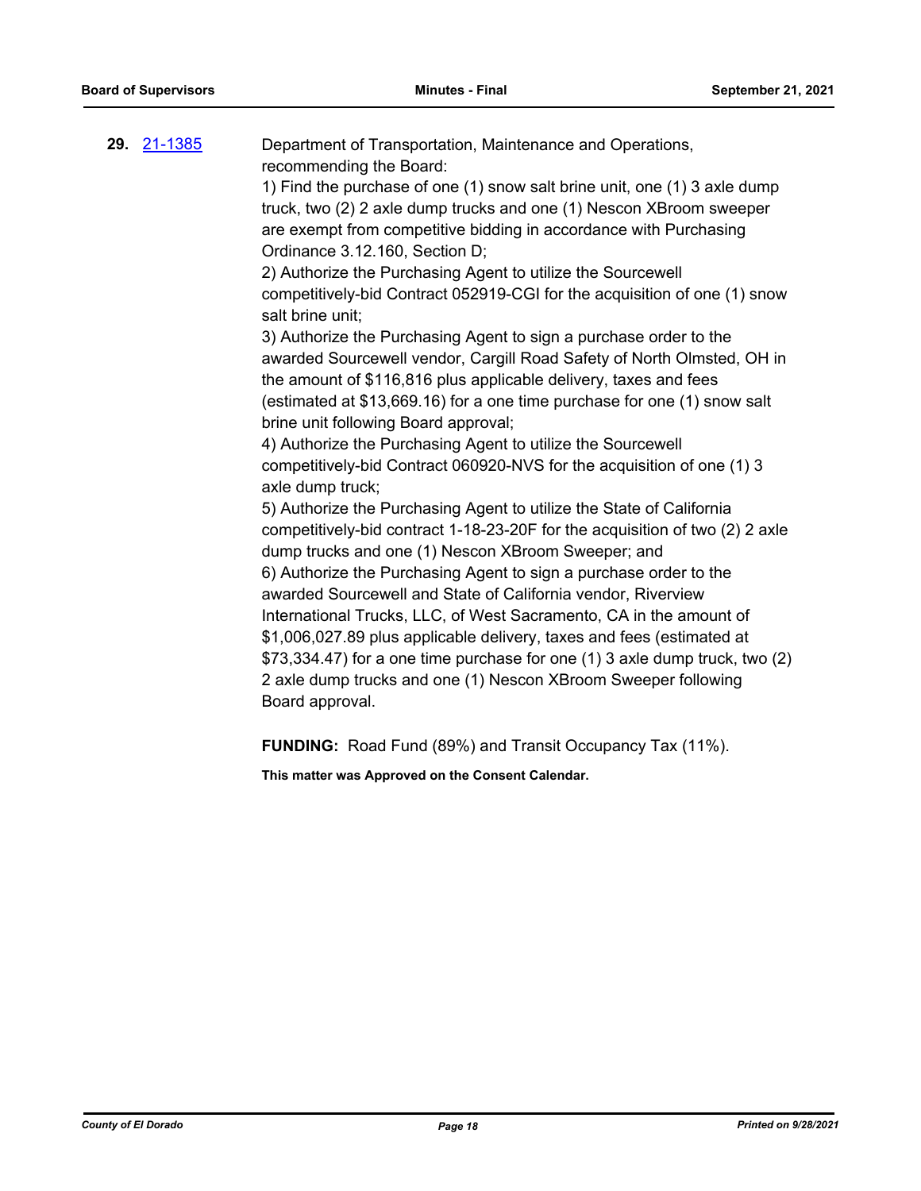**29.** [21-1385](21-1385)

Department of Transportation, Maintenance and Operations, recommending the Board:

1) Find the purchase of one (1) snow salt brine unit, one (1) 3 axle dump truck, two (2) 2 axle dump trucks and one (1) Nescon XBroom sweeper are exempt from competitive bidding in accordance with Purchasing Ordinance 3.12.160, Section D;

2) Authorize the Purchasing Agent to utilize the Sourcewell competitively-bid Contract 052919-CGI for the acquisition of one (1) snow salt brine unit;

3) Authorize the Purchasing Agent to sign a purchase order to the awarded Sourcewell vendor, Cargill Road Safety of North Olmsted, OH in the amount of $116,816 plus applicable delivery, taxes and fees (estimated at $13,669.16) for a one time purchase for one (1) snow salt brine unit following Board approval;

4) Authorize the Purchasing Agent to utilize the Sourcewell competitively-bid Contract 060920-NVS for the acquisition of one (1) 3 axle dump truck;

5) Authorize the Purchasing Agent to utilize the State of California competitively-bid contract 1-18-23-20F for the acquisition of two (2) 2 axle dump trucks and one (1) Nescon XBroom Sweeper; and

6) Authorize the Purchasing Agent to sign a purchase order to the awarded Sourcewell and State of California vendor, Riverview International Trucks, LLC, of West Sacramento, CA in the amount of $1,006,027.89 plus applicable delivery, taxes and fees (estimated at $73,334.47) for a one time purchase for one (1) 3 axle dump truck, two (2) 2 axle dump trucks and one (1) Nescon XBroom Sweeper following Board approval.

**FUNDING:** Road Fund (89%) and Transit Occupancy Tax (11%).

**This matter was Approved on the Consent Calendar.**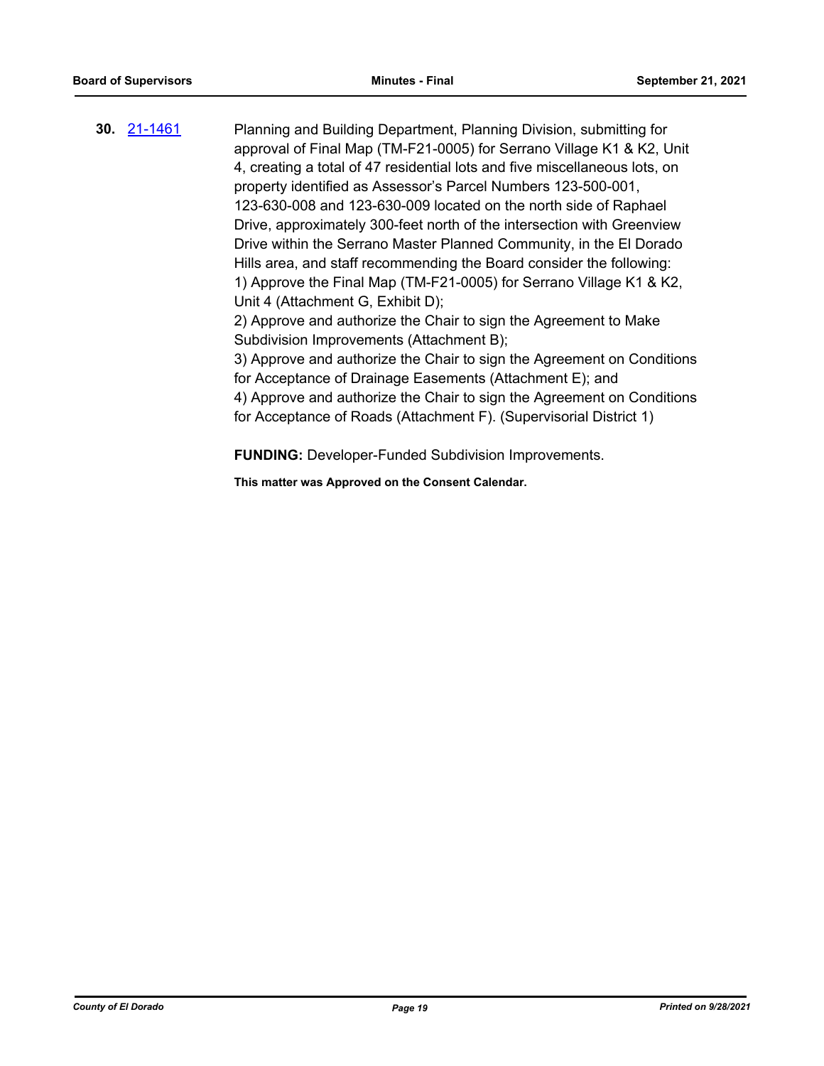**30.** 21-1461

Planning and Building Department, Planning Division, submitting for approval of Final Map (TM-F21-0005) for Serrano Village K1 & K2, Unit 4, creating a total of 47 residential lots and five miscellaneous lots, on property identified as Assessor's Parcel Numbers 123-500-001, 123-630-008 and 123-630-009 located on the north side of Raphael Drive, approximately 300-feet north of the intersection with Greenview Drive within the Serrano Master Planned Community, in the El Dorado Hills area, and staff recommending the Board consider the following:
1) Approve the Final Map (TM-F21-0005) for Serrano Village K1 & K2, Unit 4 (Attachment G, Exhibit D);
2) Approve and authorize the Chair to sign the Agreement to Make Subdivision Improvements (Attachment B);
3) Approve and authorize the Chair to sign the Agreement on Conditions for Acceptance of Drainage Easements (Attachment E); and
4) Approve and authorize the Chair to sign the Agreement on Conditions for Acceptance of Roads (Attachment F). (Supervisorial District 1)

**FUNDING:** Developer-Funded Subdivision Improvements.

**This matter was Approved on the Consent Calendar.**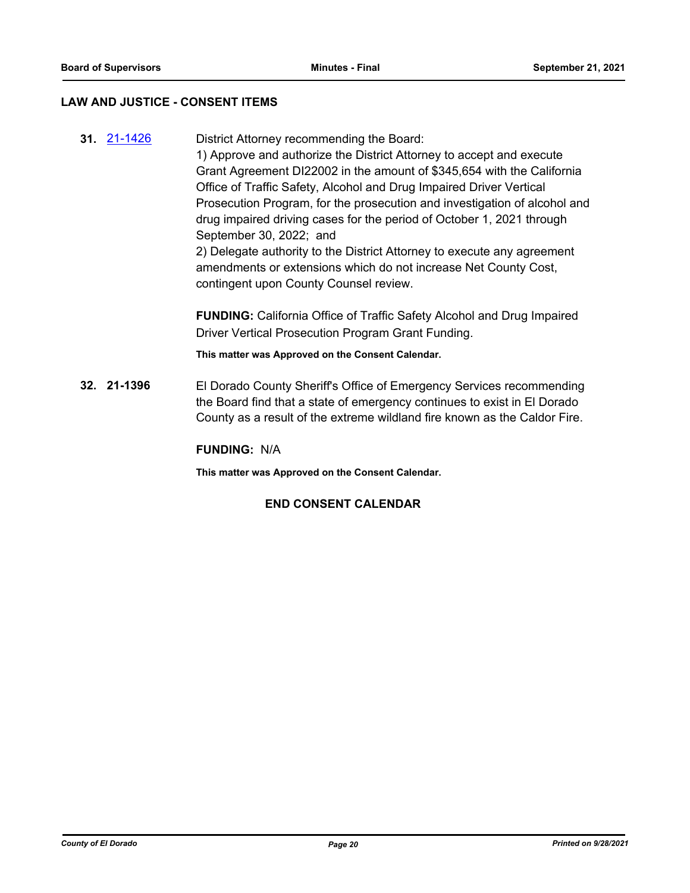## LAW AND JUSTICE - CONSENT ITEMS

**31.** [21-1426]

District Attorney recommending the Board:
1) Approve and authorize the District Attorney to accept and execute Grant Agreement DI22002 in the amount of $345,654 with the California Office of Traffic Safety, Alcohol and Drug Impaired Driver Vertical Prosecution Program, for the prosecution and investigation of alcohol and drug impaired driving cases for the period of October 1, 2021 through September 30, 2022; and
2) Delegate authority to the District Attorney to execute any agreement amendments or extensions which do not increase Net County Cost, contingent upon County Counsel review.

**FUNDING:** California Office of Traffic Safety Alcohol and Drug Impaired Driver Vertical Prosecution Program Grant Funding.

**This matter was Approved on the Consent Calendar.**

**32. 21-1396**

El Dorado County Sheriff's Office of Emergency Services recommending the Board find that a state of emergency continues to exist in El Dorado County as a result of the extreme wildland fire known as the Caldor Fire.

**FUNDING:** N/A

**This matter was Approved on the Consent Calendar.**

**END CONSENT CALENDAR**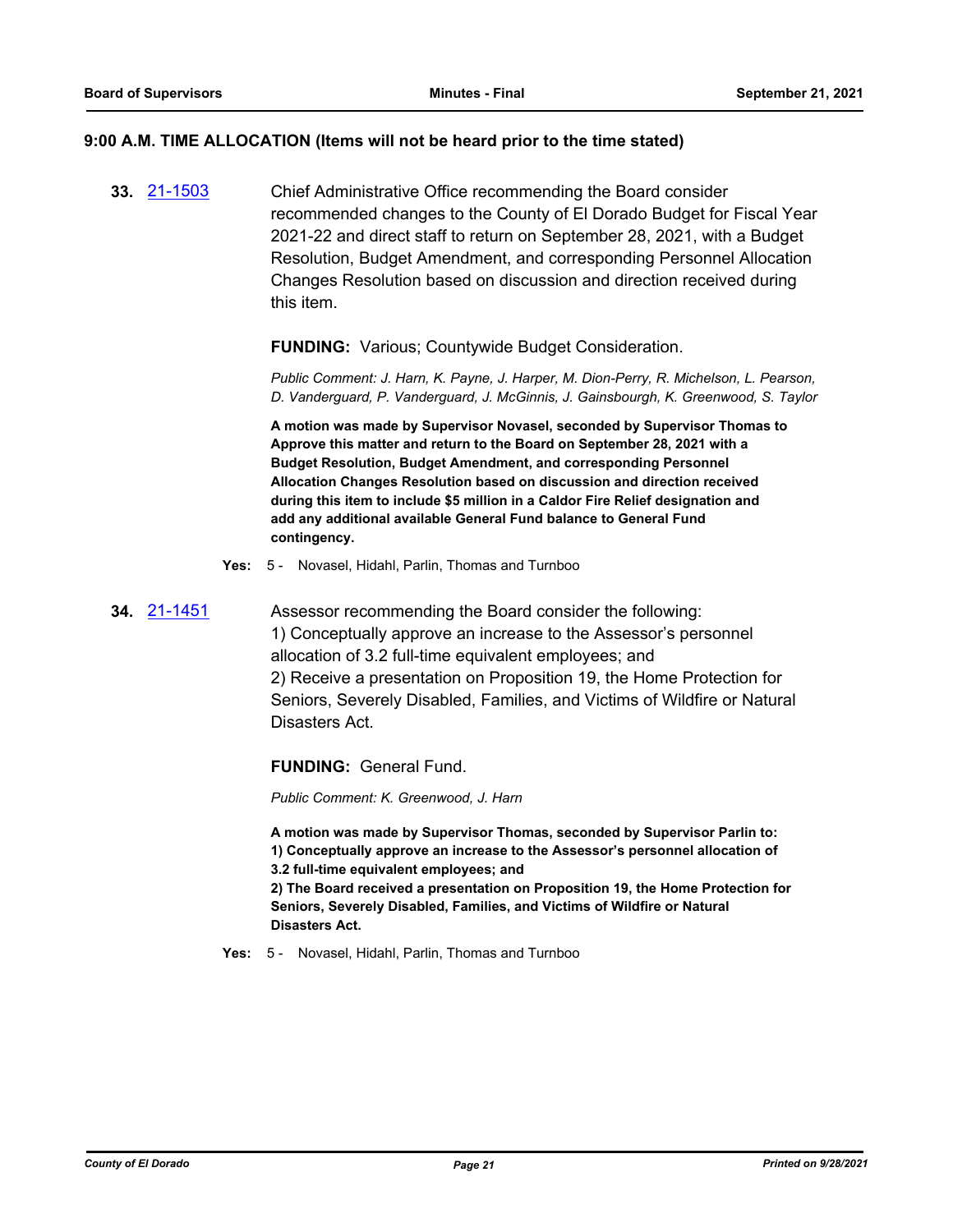### 9:00 A.M. TIME ALLOCATION (Items will not be heard prior to the time stated)

**33.** [21-1503] Chief Administrative Office recommending the Board consider recommended changes to the County of El Dorado Budget for Fiscal Year 2021-22 and direct staff to return on September 28, 2021, with a Budget Resolution, Budget Amendment, and corresponding Personnel Allocation Changes Resolution based on discussion and direction received during this item.

**FUNDING:** Various; Countywide Budget Consideration.

*Public Comment: J. Harn, K. Payne, J. Harper, M. Dion-Perry, R. Michelson, L. Pearson, D. Vanderguard, P. Vanderguard, J. McGinnis, J. Gainsbourgh, K. Greenwood, S. Taylor*

**A motion was made by Supervisor Novasel, seconded by Supervisor Thomas to Approve this matter and return to the Board on September 28, 2021 with a Budget Resolution, Budget Amendment, and corresponding Personnel Allocation Changes Resolution based on discussion and direction received during this item to include $5 million in a Caldor Fire Relief designation and add any additional available General Fund balance to General Fund contingency.**

**Yes:** 5 - Novasel, Hidahl, Parlin, Thomas and Turnboo

**34.** [21-1451] Assessor recommending the Board consider the following:
1) Conceptually approve an increase to the Assessor's personnel allocation of 3.2 full-time equivalent employees; and
2) Receive a presentation on Proposition 19, the Home Protection for Seniors, Severely Disabled, Families, and Victims of Wildfire or Natural Disasters Act.

**FUNDING:** General Fund.

*Public Comment: K. Greenwood, J. Harn*

**A motion was made by Supervisor Thomas, seconded by Supervisor Parlin to:**
**1) Conceptually approve an increase to the Assessor's personnel allocation of 3.2 full-time equivalent employees; and**
**2) The Board received a presentation on Proposition 19, the Home Protection for Seniors, Severely Disabled, Families, and Victims of Wildfire or Natural Disasters Act.**

**Yes:** 5 - Novasel, Hidahl, Parlin, Thomas and Turnboo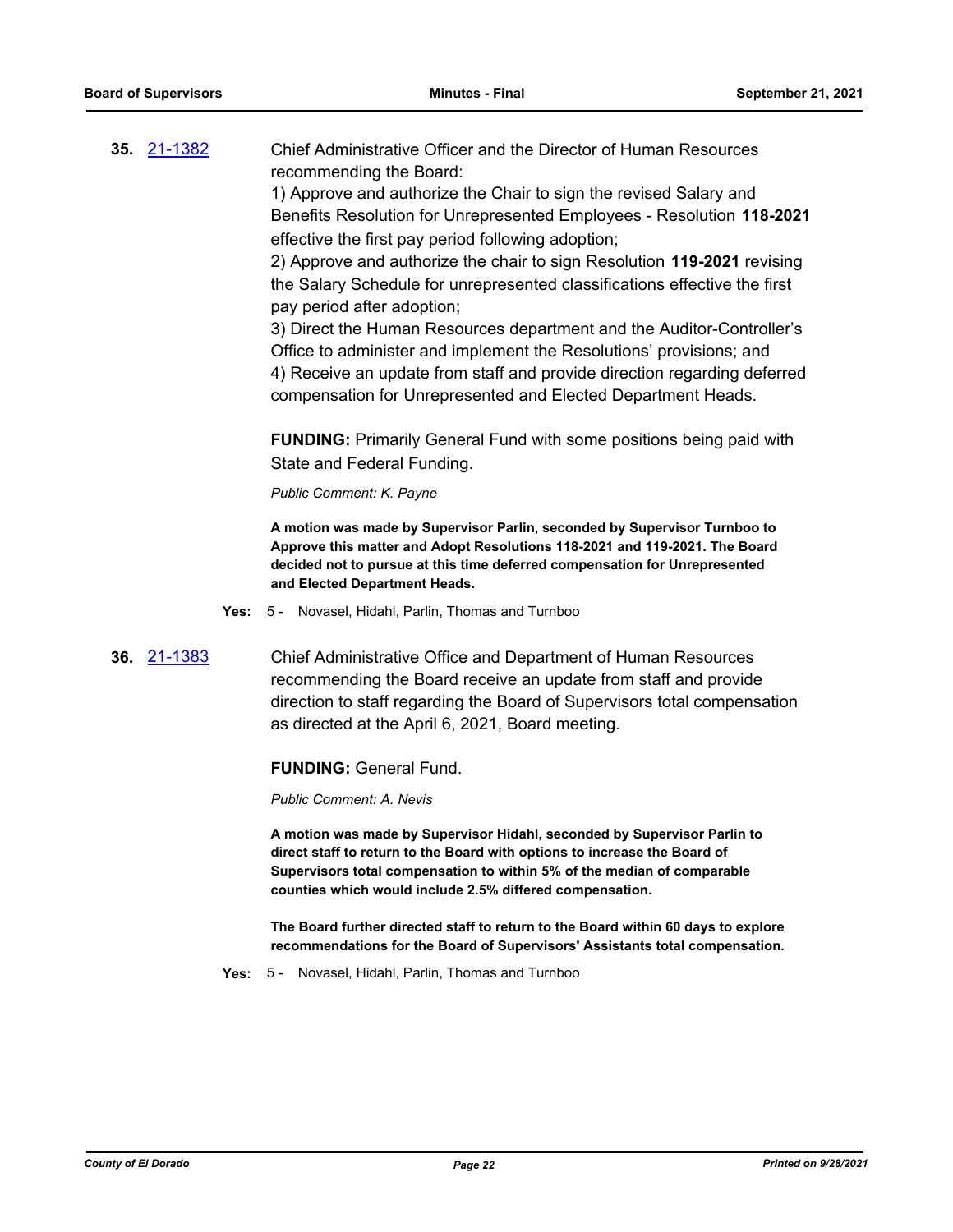**35.** 21-1382

Chief Administrative Officer and the Director of Human Resources recommending the Board:

1) Approve and authorize the Chair to sign the revised Salary and Benefits Resolution for Unrepresented Employees - Resolution **118-2021** effective the first pay period following adoption;

2) Approve and authorize the chair to sign Resolution **119-2021** revising the Salary Schedule for unrepresented classifications effective the first pay period after adoption;

3) Direct the Human Resources department and the Auditor-Controller's Office to administer and implement the Resolutions' provisions; and

4) Receive an update from staff and provide direction regarding deferred compensation for Unrepresented and Elected Department Heads.

**FUNDING:** Primarily General Fund with some positions being paid with State and Federal Funding.

*Public Comment: K. Payne*

**A motion was made by Supervisor Parlin, seconded by Supervisor Turnboo to Approve this matter and Adopt Resolutions 118-2021 and 119-2021. The Board decided not to pursue at this time deferred compensation for Unrepresented and Elected Department Heads.**

**Yes:** 5 - Novasel, Hidahl, Parlin, Thomas and Turnboo

**36.** 21-1383

Chief Administrative Office and Department of Human Resources recommending the Board receive an update from staff and provide direction to staff regarding the Board of Supervisors total compensation as directed at the April 6, 2021, Board meeting.

**FUNDING:** General Fund.

*Public Comment: A. Nevis*

**A motion was made by Supervisor Hidahl, seconded by Supervisor Parlin to direct staff to return to the Board with options to increase the Board of Supervisors total compensation to within 5% of the median of comparable counties which would include 2.5% differed compensation.**

**The Board further directed staff to return to the Board within 60 days to explore recommendations for the Board of Supervisors' Assistants total compensation.**

**Yes:** 5 - Novasel, Hidahl, Parlin, Thomas and Turnboo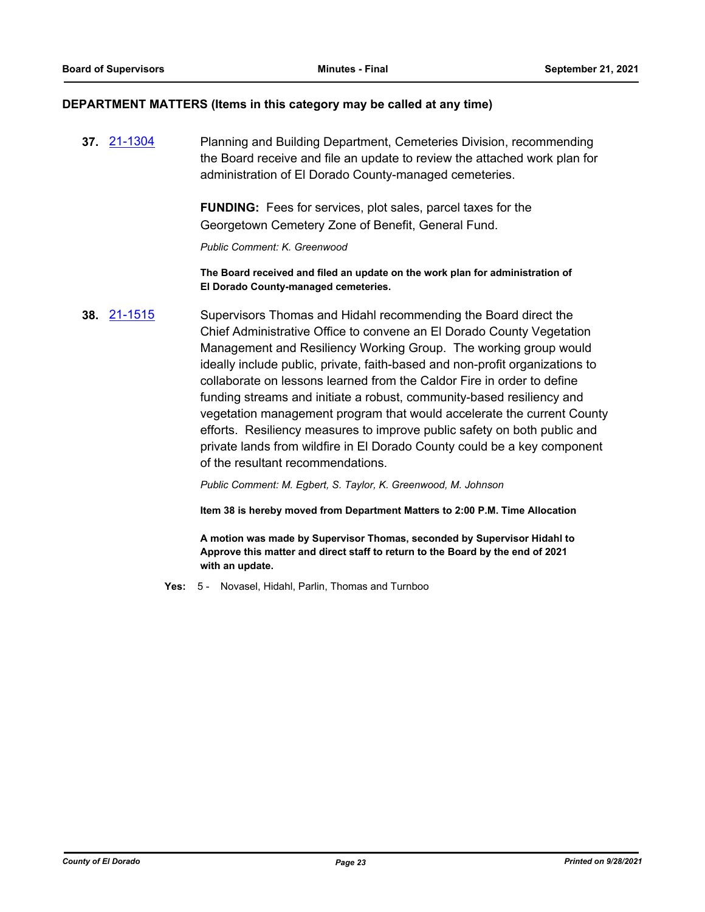## DEPARTMENT MATTERS (Items in this category may be called at any time)

**37.** 21-1304 Planning and Building Department, Cemeteries Division, recommending the Board receive and file an update to review the attached work plan for administration of El Dorado County-managed cemeteries.

**FUNDING:** Fees for services, plot sales, parcel taxes for the Georgetown Cemetery Zone of Benefit, General Fund.

*Public Comment: K. Greenwood*

**The Board received and filed an update on the work plan for administration of El Dorado County-managed cemeteries.**

**38.** 21-1515 Supervisors Thomas and Hidahl recommending the Board direct the Chief Administrative Office to convene an El Dorado County Vegetation Management and Resiliency Working Group. The working group would ideally include public, private, faith-based and non-profit organizations to collaborate on lessons learned from the Caldor Fire in order to define funding streams and initiate a robust, community-based resiliency and vegetation management program that would accelerate the current County efforts. Resiliency measures to improve public safety on both public and private lands from wildfire in El Dorado County could be a key component of the resultant recommendations.

*Public Comment: M. Egbert, S. Taylor, K. Greenwood, M. Johnson*

**Item 38 is hereby moved from Department Matters to 2:00 P.M. Time Allocation**

**A motion was made by Supervisor Thomas, seconded by Supervisor Hidahl to Approve this matter and direct staff to return to the Board by the end of 2021 with an update.**

**Yes:** 5 - Novasel, Hidahl, Parlin, Thomas and Turnboo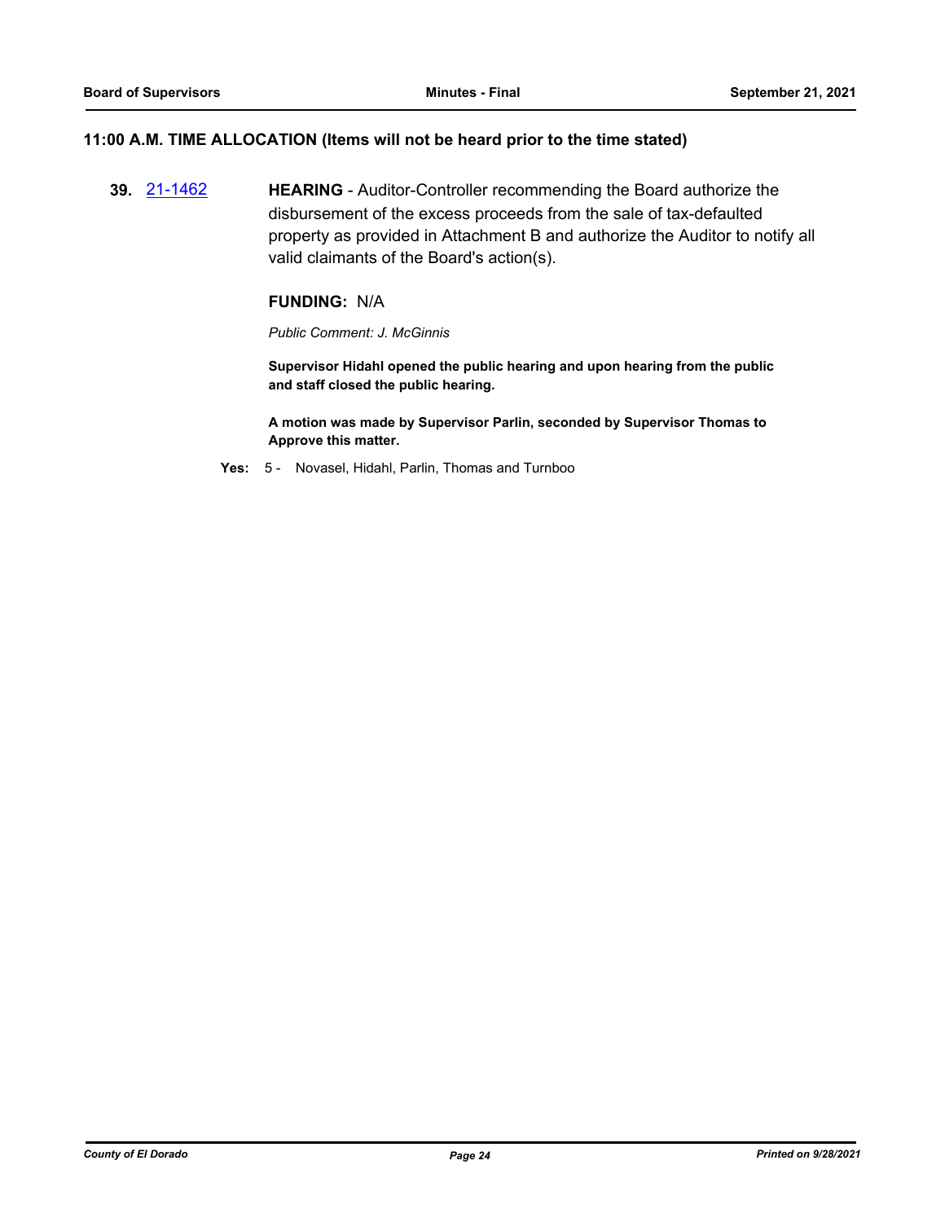## 11:00 A.M. TIME ALLOCATION (Items will not be heard prior to the time stated)

**39.** [21-1462](21-1462) **HEARING** - Auditor-Controller recommending the Board authorize the disbursement of the excess proceeds from the sale of tax-defaulted property as provided in Attachment B and authorize the Auditor to notify all valid claimants of the Board's action(s).

**FUNDING:** N/A

*Public Comment: J. McGinnis*

**Supervisor Hidahl opened the public hearing and upon hearing from the public and staff closed the public hearing.**

**A motion was made by Supervisor Parlin, seconded by Supervisor Thomas to Approve this matter.**

**Yes:** 5 - Novasel, Hidahl, Parlin, Thomas and Turnboo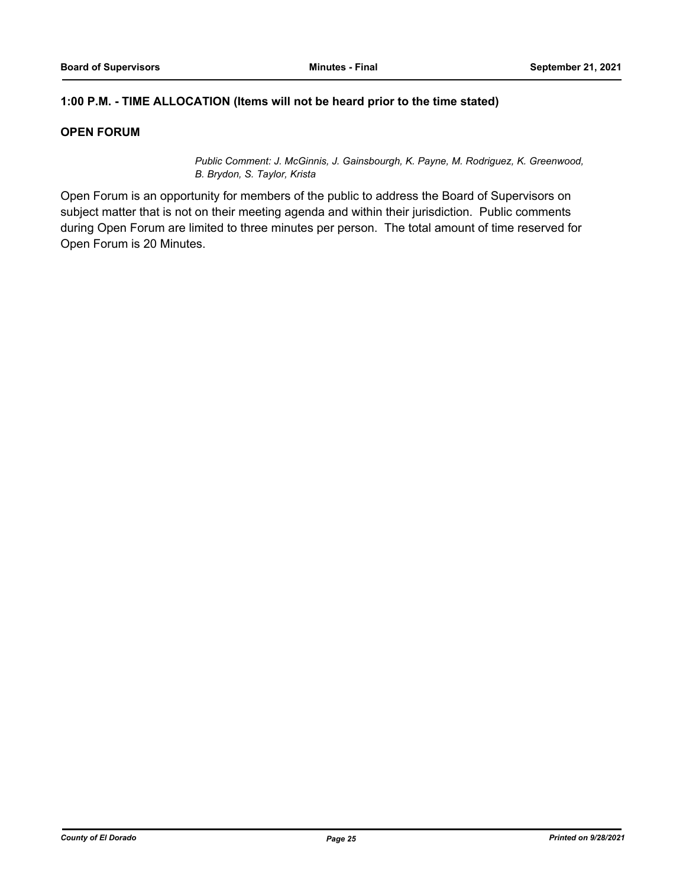**1:00 P.M. - TIME ALLOCATION (Items will not be heard prior to the time stated)**

**OPEN FORUM**

*Public Comment: J. McGinnis, J. Gainsbourgh, K. Payne, M. Rodriguez, K. Greenwood, B. Brydon, S. Taylor, Krista*

Open Forum is an opportunity for members of the public to address the Board of Supervisors on subject matter that is not on their meeting agenda and within their jurisdiction. Public comments during Open Forum are limited to three minutes per person. The total amount of time reserved for Open Forum is 20 Minutes.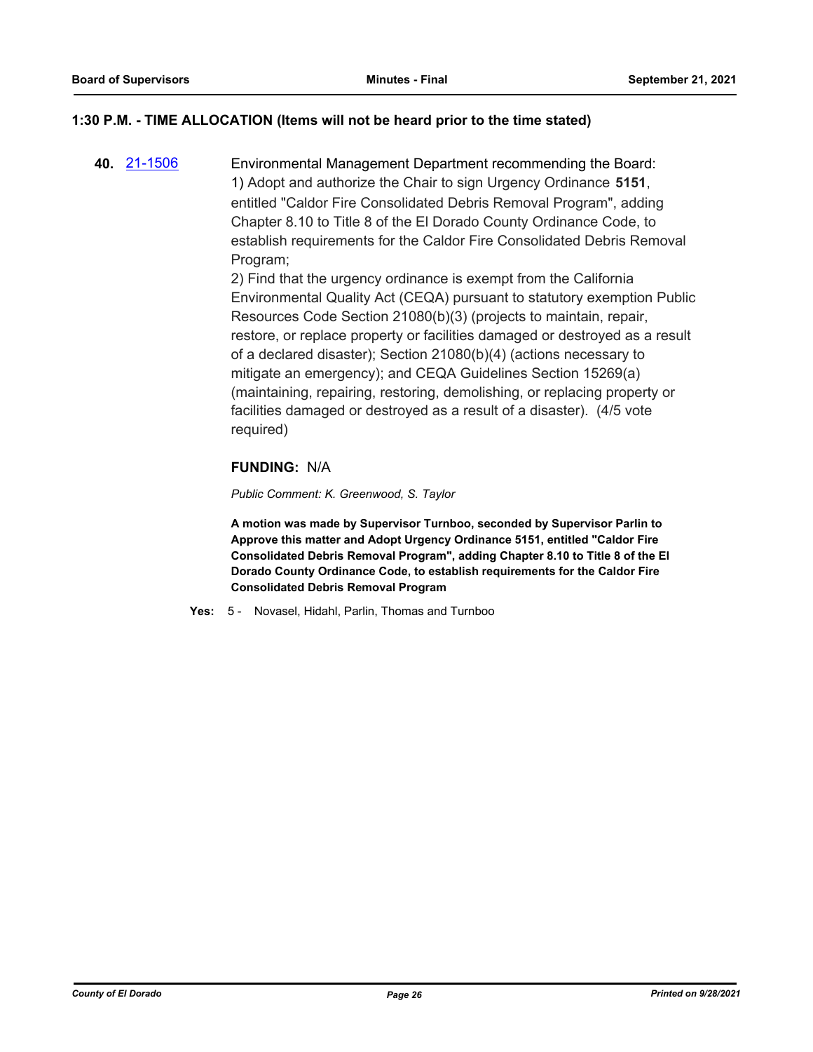**1:30 P.M. - TIME ALLOCATION (Items will not be heard prior to the time stated)**

**40.** [21-1506](21-1506)

Environmental Management Department recommending the Board:
1) Adopt and authorize the Chair to sign Urgency Ordinance **5151**, entitled "Caldor Fire Consolidated Debris Removal Program", adding Chapter 8.10 to Title 8 of the El Dorado County Ordinance Code, to establish requirements for the Caldor Fire Consolidated Debris Removal Program;
2) Find that the urgency ordinance is exempt from the California Environmental Quality Act (CEQA) pursuant to statutory exemption Public Resources Code Section 21080(b)(3) (projects to maintain, repair, restore, or replace property or facilities damaged or destroyed as a result of a declared disaster); Section 21080(b)(4) (actions necessary to mitigate an emergency); and CEQA Guidelines Section 15269(a) (maintaining, repairing, restoring, demolishing, or replacing property or facilities damaged or destroyed as a result of a disaster). (4/5 vote required)

**FUNDING:** N/A

*Public Comment: K. Greenwood, S. Taylor*

**A motion was made by Supervisor Turnboo, seconded by Supervisor Parlin to Approve this matter and Adopt Urgency Ordinance 5151, entitled "Caldor Fire Consolidated Debris Removal Program", adding Chapter 8.10 to Title 8 of the El Dorado County Ordinance Code, to establish requirements for the Caldor Fire Consolidated Debris Removal Program**

**Yes:** 5 - Novasel, Hidahl, Parlin, Thomas and Turnboo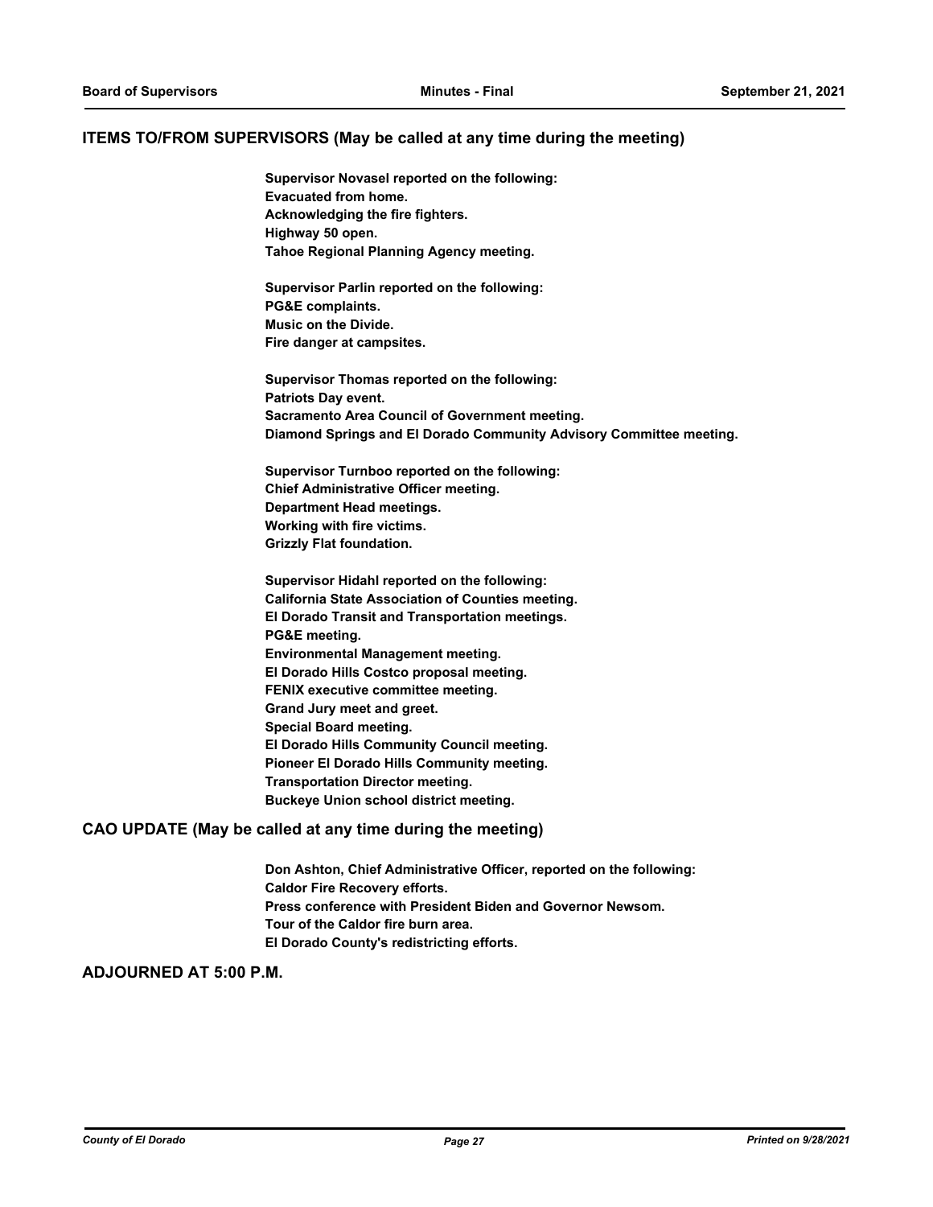## ITEMS TO/FROM SUPERVISORS (May be called at any time during the meeting)

**Supervisor Novasel reported on the following:**
**Evacuated from home.**
**Acknowledging the fire fighters.**
**Highway 50 open.**
**Tahoe Regional Planning Agency meeting.**

**Supervisor Parlin reported on the following:**
**PG&E complaints.**
**Music on the Divide.**
**Fire danger at campsites.**

**Supervisor Thomas reported on the following:**
**Patriots Day event.**
**Sacramento Area Council of Government meeting.**
**Diamond Springs and El Dorado Community Advisory Committee meeting.**

**Supervisor Turnboo reported on the following:**
**Chief Administrative Officer meeting.**
**Department Head meetings.**
**Working with fire victims.**
**Grizzly Flat foundation.**

**Supervisor Hidahl reported on the following:**
**California State Association of Counties meeting.**
**El Dorado Transit and Transportation meetings.**
**PG&E meeting.**
**Environmental Management meeting.**
**El Dorado Hills Costco proposal meeting.**
**FENIX executive committee meeting.**
**Grand Jury meet and greet.**
**Special Board meeting.**
**El Dorado Hills Community Council meeting.**
**Pioneer El Dorado Hills Community meeting.**
**Transportation Director meeting.**
**Buckeye Union school district meeting.**

## CAO UPDATE (May be called at any time during the meeting)

**Don Ashton, Chief Administrative Officer, reported on the following:**
**Caldor Fire Recovery efforts.**
**Press conference with President Biden and Governor Newsom.**
**Tour of the Caldor fire burn area.**
**El Dorado County's redistricting efforts.**

## ADJOURNED AT 5:00 P.M.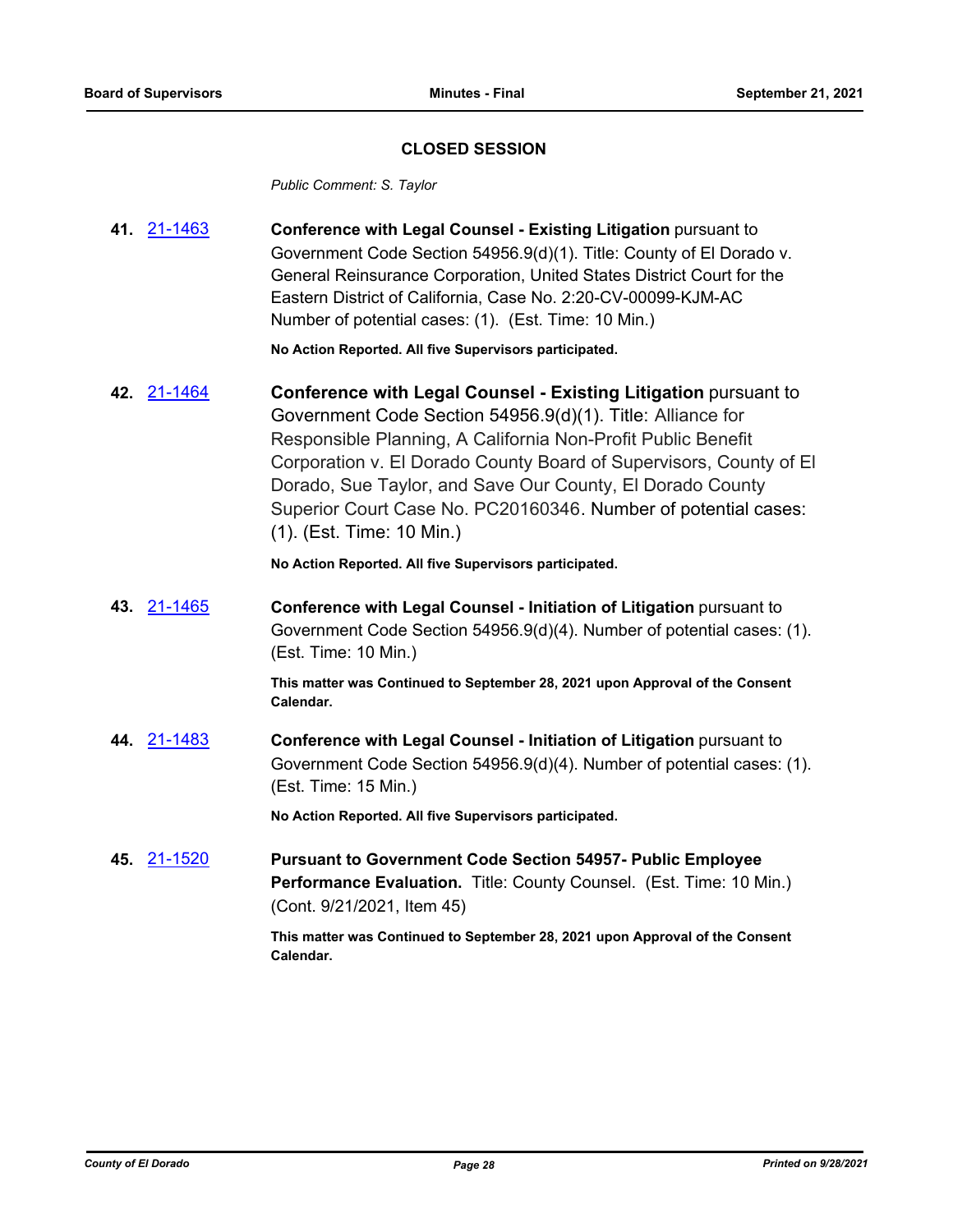## CLOSED SESSION

*Public Comment: S. Taylor*

**41.** 21-1463 **Conference with Legal Counsel - Existing Litigation** pursuant to Government Code Section 54956.9(d)(1). Title: County of El Dorado v. General Reinsurance Corporation, United States District Court for the Eastern District of California, Case No. 2:20-CV-00099-KJM-AC Number of potential cases: (1). (Est. Time: 10 Min.)

**No Action Reported. All five Supervisors participated.**

**42.** 21-1464 **Conference with Legal Counsel - Existing Litigation** pursuant to Government Code Section 54956.9(d)(1). Title: Alliance for Responsible Planning, A California Non-Profit Public Benefit Corporation v. El Dorado County Board of Supervisors, County of El Dorado, Sue Taylor, and Save Our County, El Dorado County Superior Court Case No. PC20160346. Number of potential cases: (1). (Est. Time: 10 Min.)

**No Action Reported. All five Supervisors participated.**

**43.** 21-1465 **Conference with Legal Counsel - Initiation of Litigation** pursuant to Government Code Section 54956.9(d)(4). Number of potential cases: (1). (Est. Time: 10 Min.)

**This matter was Continued to September 28, 2021 upon Approval of the Consent Calendar.**

**44.** 21-1483 **Conference with Legal Counsel - Initiation of Litigation** pursuant to Government Code Section 54956.9(d)(4). Number of potential cases: (1). (Est. Time: 15 Min.)

**No Action Reported. All five Supervisors participated.**

**45.** 21-1520 **Pursuant to Government Code Section 54957- Public Employee Performance Evaluation.** Title: County Counsel. (Est. Time: 10 Min.) (Cont. 9/21/2021, Item 45)

**This matter was Continued to September 28, 2021 upon Approval of the Consent Calendar.**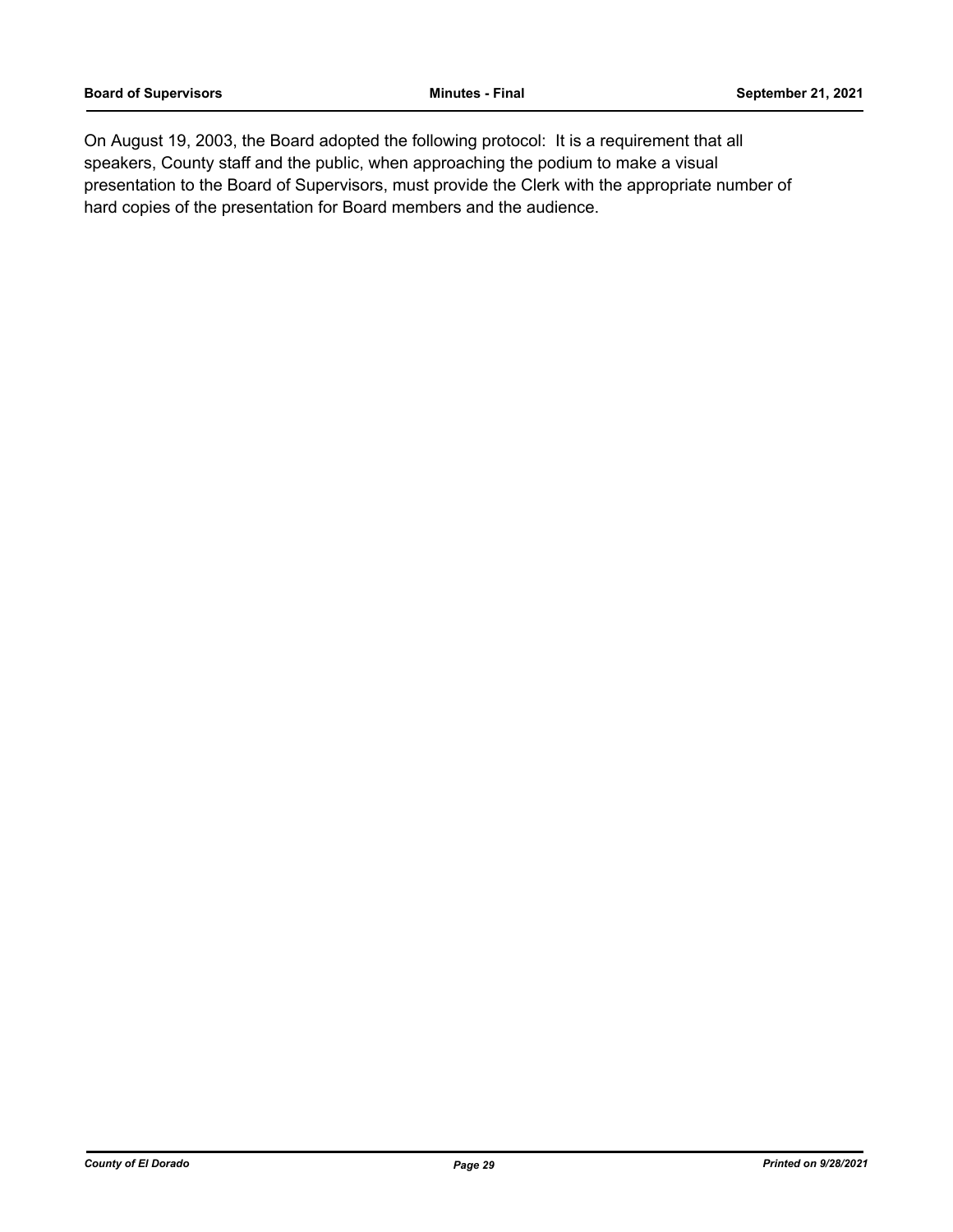On August 19, 2003, the Board adopted the following protocol: It is a requirement that all speakers, County staff and the public, when approaching the podium to make a visual presentation to the Board of Supervisors, must provide the Clerk with the appropriate number of hard copies of the presentation for Board members and the audience.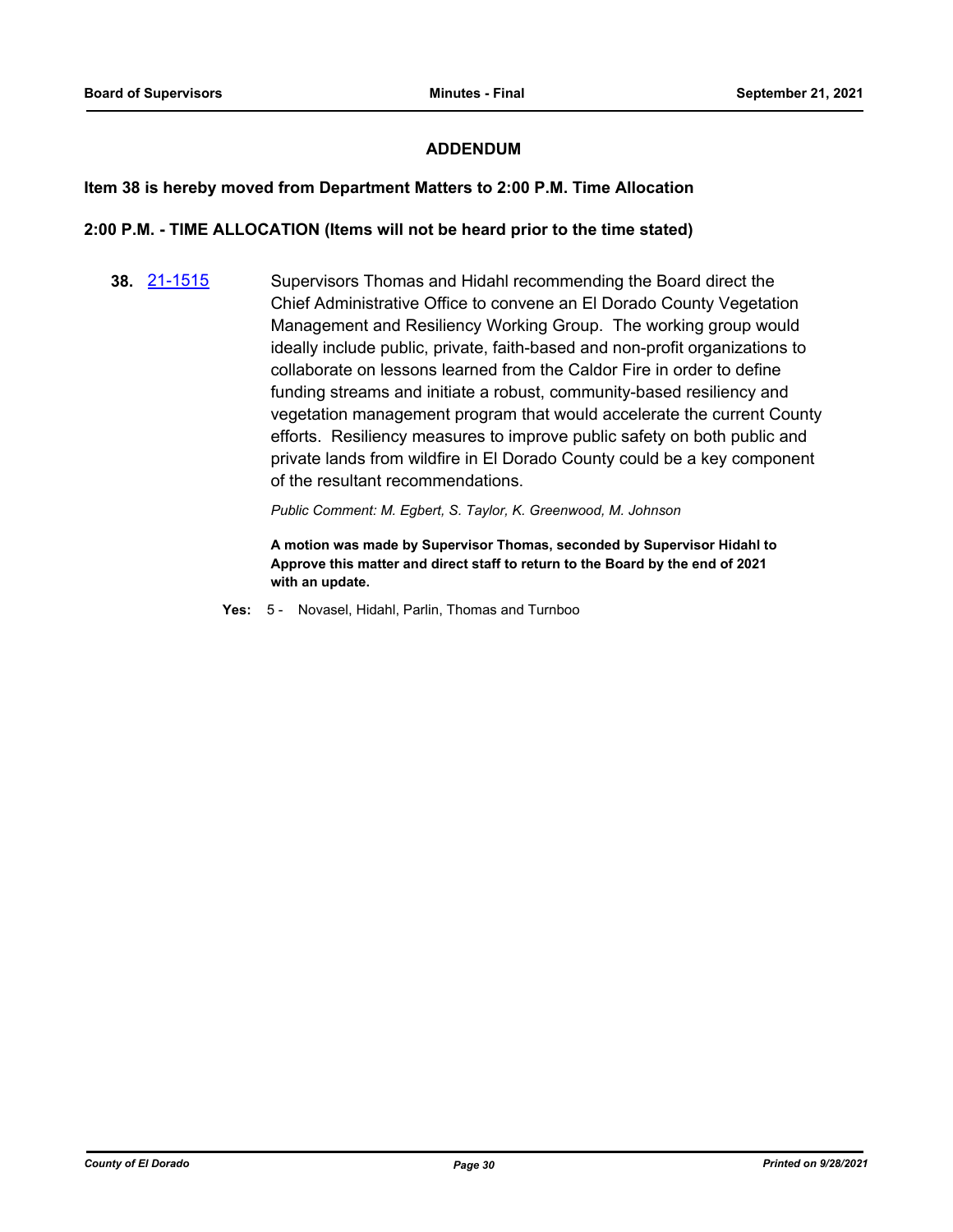## ADDENDUM

**Item 38 is hereby moved from Department Matters to 2:00 P.M. Time Allocation**

**2:00 P.M. - TIME ALLOCATION (Items will not be heard prior to the time stated)**

**38.** [21-1515](21-1515) Supervisors Thomas and Hidahl recommending the Board direct the Chief Administrative Office to convene an El Dorado County Vegetation Management and Resiliency Working Group. The working group would ideally include public, private, faith-based and non-profit organizations to collaborate on lessons learned from the Caldor Fire in order to define funding streams and initiate a robust, community-based resiliency and vegetation management program that would accelerate the current County efforts. Resiliency measures to improve public safety on both public and private lands from wildfire in El Dorado County could be a key component of the resultant recommendations.

*Public Comment: M. Egbert, S. Taylor, K. Greenwood, M. Johnson*

**A motion was made by Supervisor Thomas, seconded by Supervisor Hidahl to Approve this matter and direct staff to return to the Board by the end of 2021 with an update.**

**Yes:** 5 - Novasel, Hidahl, Parlin, Thomas and Turnboo